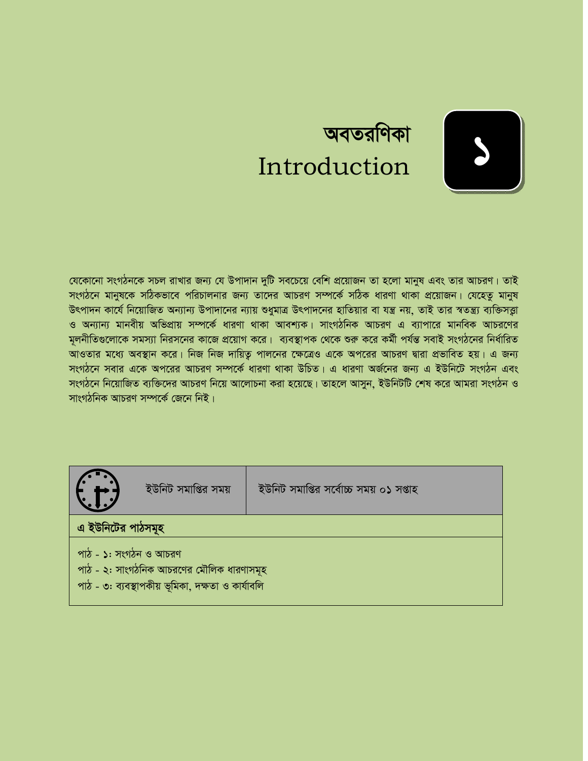# অবতরণিকা
# Introduction

**১**

যেকোনো সংগঠনকে সচল রাখার জন্য যে উপাদান দুটি সবচেয়ে বেশি প্রয়োজন তা হলো মানুষ এবং তার আচরণ। তাই সংগঠনে মানুষকে সঠিকভাবে পরিচালনার জন্য তাদের আচরণ সম্পর্কে সঠিক ধারণা থাকা প্রয়োজন। যেহেতু মানুষ উৎপাদন কার্যে নিয়োজিত অন্যান্য উপাদানের ন্যায় শুধুমাত্র উৎপাদনের হাতিয়ার বা যন্ত্র নয়, তাই তার স্বতন্ত্র ব্যক্তিসত্ত্বা ও অন্যান্য মানবীয় অভিপ্রায় সম্পর্কে ধারণা থাকা আবশ্যক। সাংগঠনিক আচরণ এ ব্যাপারে মানবিক আচরণের মূলনীতিগুলোকে সমস্যা নিরসনের কাজে প্রয়োগ করে। ব্যবস্থাপক থেকে শুরু করে কর্মী পর্যন্ত সবাই সংগঠনের নির্ধারিত আওতার মধ্যে অবস্থান করে। নিজ নিজ দায়িত্ব পালনের ক্ষেত্রেও একে অপরের আচরণ দ্বারা প্রভাবিত হয়। এ জন্য সংগঠনে সবার একে অপরের আচরণ সম্পর্কে ধারণা থাকা উচিত। এ ধারণা অর্জনের জন্য এ ইউনিটে সংগঠন এবং সংগঠনে নিয়োজিত ব্যক্তিদের আচরণ নিয়ে আলোচনা করা হয়েছে। তাহলে আসুন, ইউনিটটি শেষ করে আমরা সংগঠন ও সাংগঠনিক আচরণ সম্পর্কে জেনে নিই।

| ইউনিট সমাপ্তির সময় | ইউনিট সমাপ্তির সর্বোচ্চ সময় ০১ সপ্তাহ |
|---|---|

**এ ইউনিটের পাঠসমূহ**

পাঠ - ১: সংগঠন ও আচরণ
পাঠ - ২: সাংগঠনিক আচরণের মৌলিক ধারণাসমূহ
পাঠ - ৩: ব্যবস্থাপকীয় ভূমিকা, দক্ষতা ও কার্যাবলি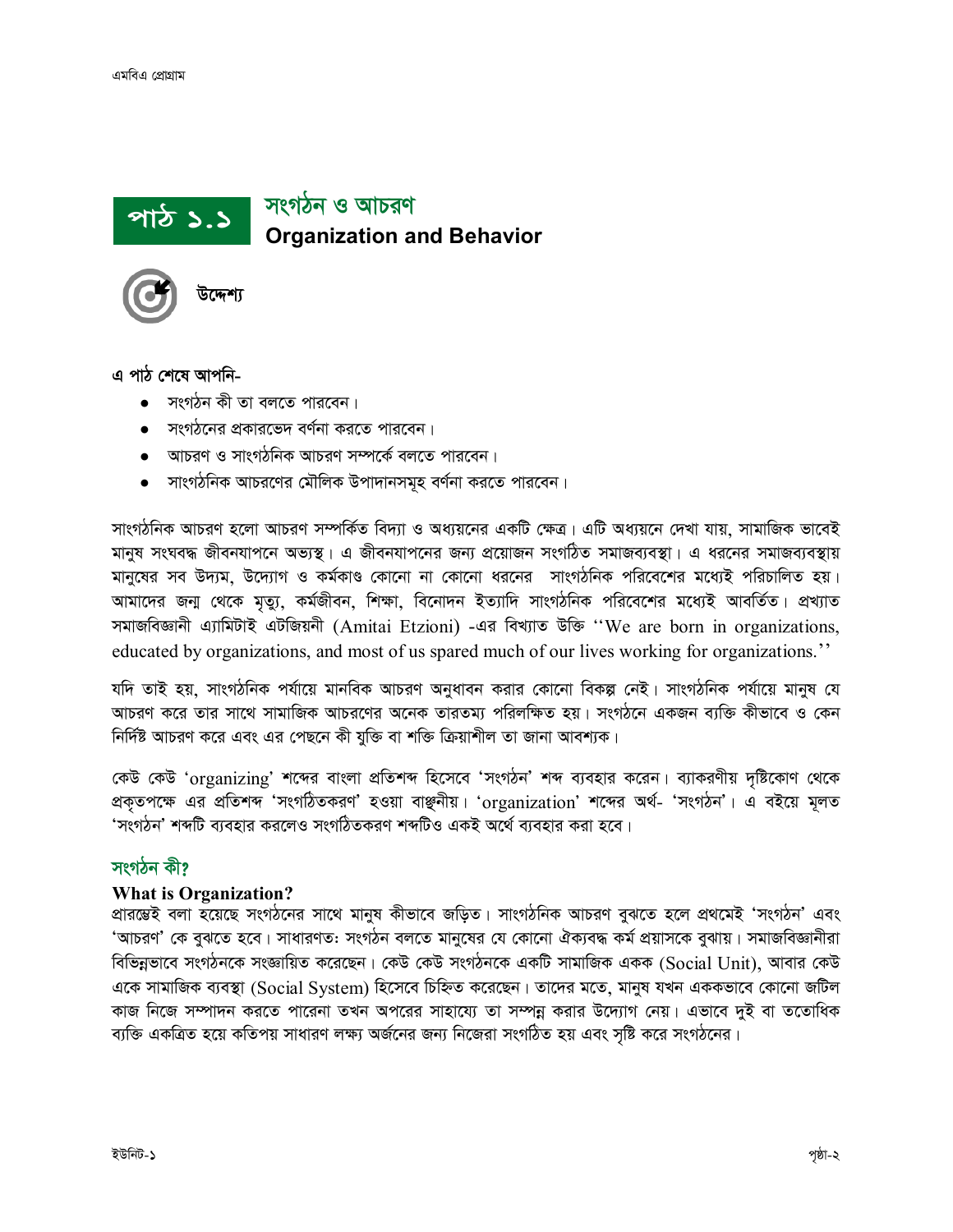# পাঠ ১.১ সংগঠন ও আচরণ
## Organization and Behavior

**উদ্দেশ্য**

**এ পাঠ শেষে আপনি-**

- সংগঠন কী তা বলতে পারবেন।
- সংগঠনের প্রকারভেদ বর্ণনা করতে পারবেন।
- আচরণ ও সাংগঠনিক আচরণ সম্পর্কে বলতে পারবেন।
- সাংগঠনিক আচরণের মৌলিক উপাদানসমূহ বর্ণনা করতে পারবেন।

সাংগঠনিক আচরণ হলো আচরণ সম্পর্কিত বিদ্যা ও অধ্যয়নের একটি ক্ষেত্র। এটি অধ্যয়নে দেখা যায়, সামাজিক ভাবেই মানুষ সংঘবদ্ধ জীবনযাপনে অভ্যস্থ। এ জীবনযাপনের জন্য প্রয়োজন সংগঠিত সমাজব্যবস্থা। এ ধরনের সমাজব্যবস্থায় মানুষের সব উদ্যম, উদ্যোগ ও কর্মকাণ্ড কোনো না কোনো ধরনের সাংগঠনিক পরিবেশের মধ্যেই পরিচালিত হয়। আমাদের জন্ম থেকে মৃত্যু, কর্মজীবন, শিক্ষা, বিনোদন ইত্যাদি সাংগঠনিক পরিবেশের মধ্যেই আবর্তিত। প্রখ্যাত সমাজবিজ্ঞানী এ্যামিটাই এটজিয়নী (Amitai Etzioni) -এর বিখ্যাত উক্তি ''We are born in organizations, educated by organizations, and most of us spared much of our lives working for organizations.''

যদি তাই হয়, সাংগঠনিক পর্যায়ে মানবিক আচরণ অনুধাবন করার কোনো বিকল্প নেই। সাংগঠনিক পর্যায়ে মানুষ যে আচরণ করে তার সাথে সামাজিক আচরণের অনেক তারতম্য পরিলক্ষিত হয়। সংগঠনে একজন ব্যক্তি কীভাবে ও কেন নির্দিষ্ট আচরণ করে এবং এর পেছনে কী যুক্তি বা শক্তি ক্রিয়াশীল তা জানা আবশ্যক।

কেউ কেউ 'organizing' শব্দের বাংলা প্রতিশব্দ হিসেবে 'সংগঠন' শব্দ ব্যবহার করেন। ব্যাকরণীয় দৃষ্টিকোণ থেকে প্রকৃতপক্ষে এর প্রতিশব্দ 'সংগঠিতকরণ' হওয়া বাঞ্ছনীয়। 'organization' শব্দের অর্থ- 'সংগঠন'। এ বইয়ে মূলত 'সংগঠন' শব্দটি ব্যবহার করলেও সংগঠিতকরণ শব্দটিও একই অর্থে ব্যবহার করা হবে।

## সংগঠন কী?

**What is Organization?**

প্রারম্ভেই বলা হয়েছে সংগঠনের সাথে মানুষ কীভাবে জড়িত। সাংগঠনিক আচরণ বুঝতে হলে প্রথমেই 'সংগঠন' এবং 'আচরণ' কে বুঝতে হবে। সাধারণতঃ সংগঠন বলতে মানুষের যে কোনো ঐক্যবদ্ধ কর্ম প্রয়াসকে বুঝায়। সমাজবিজ্ঞানীরা বিভিন্নভাবে সংগঠনকে সংজ্ঞায়িত করেছেন। কেউ কেউ সংগঠনকে একটি সামাজিক একক (Social Unit), আবার কেউ একে সামাজিক ব্যবস্থা (Social System) হিসেবে চিহ্নিত করেছেন। তাদের মতে, মানুষ যখন এককভাবে কোনো জটিল কাজ নিজে সম্পাদন করতে পারেনা তখন অপরের সাহায্যে তা সম্পন্ন করার উদ্যোগ নেয়। এভাবে দুই বা ততোধিক ব্যক্তি একত্রিত হয়ে কতিপয় সাধারণ লক্ষ্য অর্জনের জন্য নিজেরা সংগঠিত হয় এবং সৃষ্টি করে সংগঠনের।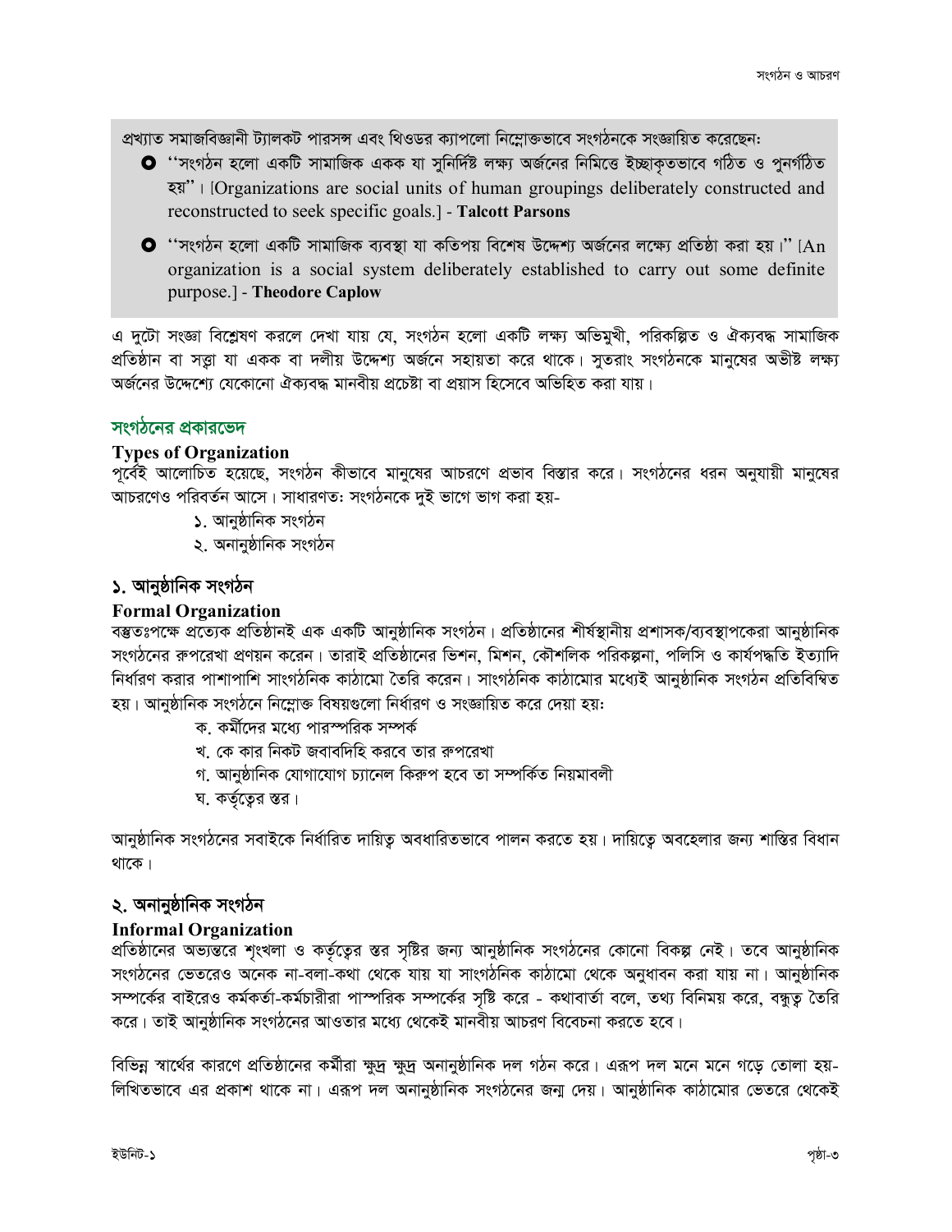প্রখ্যাত সমাজবিজ্ঞানী ট্যালকট পারসন্স এবং থিওডর ক্যাপলো নিম্নোক্তভাবে সংগঠনকে সংজ্ঞায়িত করেছেন:

- ''সংগঠন হলো একটি সামাজিক একক যা সুনির্দিষ্ট লক্ষ্য অর্জনের নিমিত্তে ইচ্ছাকৃতভাবে গঠিত ও পুনর্গঠিত হয়''। [Organizations are social units of human groupings deliberately constructed and reconstructed to seek specific goals.] - **Talcott Parsons**
- ''সংগঠন হলো একটি সামাজিক ব্যবস্থা যা কতিপয় বিশেষ উদ্দেশ্য অর্জনের লক্ষ্যে প্রতিষ্ঠা করা হয়।'' [An organization is a social system deliberately established to carry out some definite purpose.] - **Theodore Caplow**

এ দুটো সংজ্ঞা বিশ্লেষণ করলে দেখা যায় যে, সংগঠন হলো একটি লক্ষ্য অভিমুখী, পরিকল্পিত ও ঐক্যবদ্ধ সামাজিক প্রতিষ্ঠান বা সত্তা যা একক বা দলীয় উদ্দেশ্য অর্জনে সহায়তা করে থাকে। সুতরাং সংগঠনকে মানুষের অভীষ্ট লক্ষ্য অর্জনের উদ্দেশ্যে যেকোনো ঐক্যবদ্ধ মানবীয় প্রচেষ্টা বা প্রয়াস হিসেবে অভিহিত করা যায়।

## সংগঠনের প্রকারভেদ

### Types of Organization

পূর্বেই আলোচিত হয়েছে, সংগঠন কীভাবে মানুষের আচরণে প্রভাব বিস্তার করে। সংগঠনের ধরন অনুযায়ী মানুষের আচরণেও পরিবর্তন আসে। সাধারণত: সংগঠনকে দুই ভাগে ভাগ করা হয়-

১. আনুষ্ঠানিক সংগঠন
২. অনানুষ্ঠানিক সংগঠন

## ১. আনুষ্ঠানিক সংগঠন

### Formal Organization

বস্তুতঃপক্ষে প্রত্যেক প্রতিষ্ঠানই এক একটি আনুষ্ঠানিক সংগঠন। প্রতিষ্ঠানের শীর্ষস্থানীয় প্রশাসক/ব্যবস্থাপকেরা আনুষ্ঠানিক সংগঠনের রূপরেখা প্রণয়ন করেন। তারাই প্রতিষ্ঠানের ভিশন, মিশন, কৌশলিক পরিকল্পনা, পলিসি ও কার্যপদ্ধতি ইত্যাদি নির্ধারণ করার পাশাপাশি সাংগঠনিক কাঠামো তৈরি করেন। সাংগঠনিক কাঠামোর মধ্যেই আনুষ্ঠানিক সংগঠন প্রতিবিম্বিত হয়। আনুষ্ঠানিক সংগঠনে নিম্নোক্ত বিষয়গুলো নির্ধারণ ও সংজ্ঞায়িত করে দেয়া হয়:

ক. কর্মীদের মধ্যে পারস্পরিক সম্পর্ক
খ. কে কার নিকট জবাবদিহি করবে তার রূপরেখা
গ. আনুষ্ঠানিক যোগাযোগ চ্যানেল কিরূপ হবে তা সম্পর্কিত নিয়মাবলী
ঘ. কর্তৃত্বের স্তর।

আনুষ্ঠানিক সংগঠনের সবাইকে নির্ধারিত দায়িত্ব অবধারিতভাবে পালন করতে হয়। দায়িত্বে অবহেলার জন্য শাস্তির বিধান থাকে।

## ২. অনানুষ্ঠানিক সংগঠন

### Informal Organization

প্রতিষ্ঠানের অভ্যন্তরে শৃংখলা ও কর্তৃত্বের স্তর সৃষ্টির জন্য আনুষ্ঠানিক সংগঠনের কোনো বিকল্প নেই। তবে আনুষ্ঠানিক সংগঠনের ভেতরেও অনেক না-বলা-কথা থেকে যায় যা সাংগঠনিক কাঠামো থেকে অনুধাবন করা যায় না। আনুষ্ঠানিক সম্পর্কের বাইরেও কর্মকর্তা-কর্মচারীরা পাস্পরিক সম্পর্কের সৃষ্টি করে - কথাবার্তা বলে, তথ্য বিনিময় করে, বন্ধুত্ব তৈরি করে। তাই আনুষ্ঠানিক সংগঠনের আওতার মধ্যে থেকেই মানবীয় আচরণ বিবেচনা করতে হবে।

বিভিন্ন স্বার্থের কারণে প্রতিষ্ঠানের কর্মীরা ক্ষুদ্র ক্ষুদ্র অনানুষ্ঠানিক দল গঠন করে। এরূপ দল মনে মনে গড়ে তোলা হয়- লিখিতভাবে এর প্রকাশ থাকে না। এরূপ দল অনানুষ্ঠানিক সংগঠনের জন্ম দেয়। আনুষ্ঠানিক কাঠামোর ভেতরে থেকেই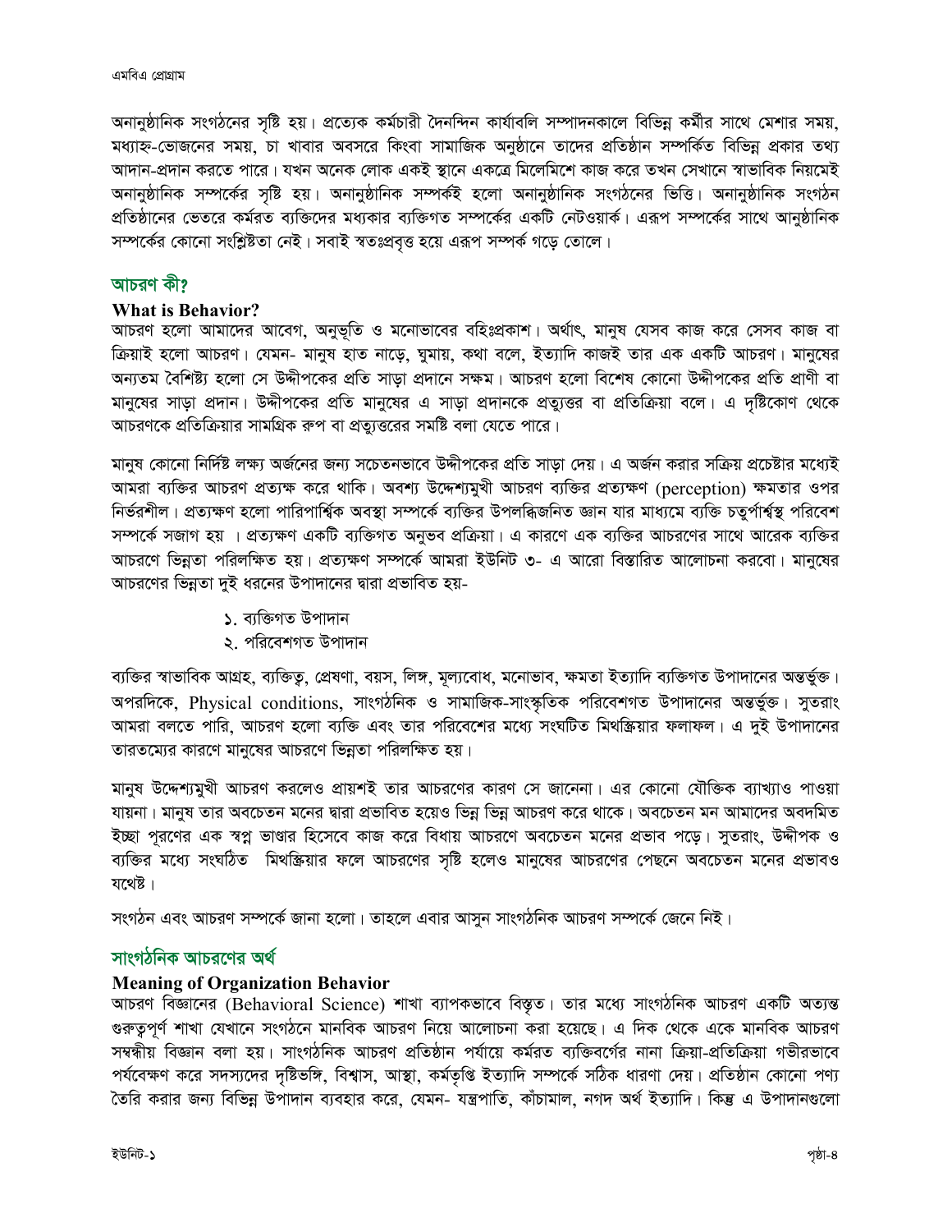অনানুষ্ঠানিক সংগঠনের সৃষ্টি হয়। প্রত্যেক কর্মচারী দৈনন্দিন কার্যাবলি সম্পাদনকালে বিভিন্ন কর্মীর সাথে মেশার সময়, মধ্যাহ্ন-ভোজনের সময়, চা খাবার অবসরে কিংবা সামাজিক অনুষ্ঠানে তাদের প্রতিষ্ঠান সম্পর্কিত বিভিন্ন প্রকার তথ্য আদান-প্রদান করতে পারে। যখন অনেক লোক একই স্থানে একত্রে মিলেমিশে কাজ করে তখন সেখানে স্বাভাবিক নিয়মেই অনানুষ্ঠানিক সম্পর্কের সৃষ্টি হয়। অনানুষ্ঠানিক সম্পর্কই হলো অনানুষ্ঠানিক সংগঠনের ভিত্তি। অনানুষ্ঠানিক সংগঠন প্রতিষ্ঠানের ভেতরে কর্মরত ব্যক্তিদের মধ্যকার ব্যক্তিগত সম্পর্কের একটি নেটওয়ার্ক। এরূপ সম্পর্কের সাথে আনুষ্ঠানিক সম্পর্কের কোনো সংশ্লিষ্টতা নেই। সবাই স্বতঃপ্রবৃত্ত হয়ে এরূপ সম্পর্ক গড়ে তোলে।

## আচরণ কী?

### What is Behavior?

আচরণ হলো আমাদের আবেগ, অনুভূতি ও মনোভাবের বহিঃপ্রকাশ। অর্থাৎ, মানুষ যেসব কাজ করে সেসব কাজ বা ক্রিয়াই হলো আচরণ। যেমন- মানুষ হাত নাড়ে, ঘুমায়, কথা বলে, ইত্যাদি কাজই তার এক একটি আচরণ। মানুষের অন্যতম বৈশিষ্ট্য হলো সে উদ্দীপকের প্রতি সাড়া প্রদানে সক্ষম। আচরণ হলো বিশেষ কোনো উদ্দীপকের প্রতি প্রাণী বা মানুষের সাড়া প্রদান। উদ্দীপকের প্রতি মানুষের এ সাড়া প্রদানকে প্রত্যুত্তর বা প্রতিক্রিয়া বলে। এ দৃষ্টিকোণ থেকে আচরণকে প্রতিক্রিয়ার সামগ্রিক রূপ বা প্রত্যুত্তরের সমষ্টি বলা যেতে পারে।

মানুষ কোনো নির্দিষ্ট লক্ষ্য অর্জনের জন্য সচেতনভাবে উদ্দীপকের প্রতি সাড়া দেয়। এ অর্জন করার সক্রিয় প্রচেষ্টার মধ্যেই আমরা ব্যক্তির আচরণ প্রত্যক্ষ করে থাকি। অবশ্য উদ্দেশ্যমুখী আচরণ ব্যক্তির প্রত্যক্ষণ (perception) ক্ষমতার ওপর নির্ভরশীল। প্রত্যক্ষণ হলো পারিপার্শ্বিক অবস্থা সম্পর্কে ব্যক্তির উপলব্ধিজনিত জ্ঞান যার মাধ্যমে ব্যক্তি চতুর্পার্শ্বস্থ পরিবেশ সম্পর্কে সজাগ হয় । প্রত্যক্ষণ একটি ব্যক্তিগত অনুভব প্রক্রিয়া। এ কারণে এক ব্যক্তির আচরণের সাথে আরেক ব্যক্তির আচরণে ভিন্নতা পরিলক্ষিত হয়। প্রত্যক্ষণ সম্পর্কে আমরা ইউনিট ৩- এ আরো বিস্তারিত আলোচনা করবো। মানুষের আচরণের ভিন্নতা দুই ধরনের উপাদানের দ্বারা প্রভাবিত হয়-

১. ব্যক্তিগত উপাদান
২. পরিবেশগত উপাদান

ব্যক্তির স্বাভাবিক আগ্রহ, ব্যক্তিত্ব, প্রেষণা, বয়স, লিঙ্গ, মূল্যবোধ, মনোভাব, ক্ষমতা ইত্যাদি ব্যক্তিগত উপাদানের অন্তর্ভুক্ত। অপরদিকে, Physical conditions, সাংগঠনিক ও সামাজিক-সাংস্কৃতিক পরিবেশগত উপাদানের অন্তর্ভুক্ত। সুতরাং আমরা বলতে পারি, আচরণ হলো ব্যক্তি এবং তার পরিবেশের মধ্যে সংঘটিত মিথক্রিয়ার ফলাফল। এ দুই উপাদানের তারতম্যের কারণে মানুষের আচরণে ভিন্নতা পরিলক্ষিত হয়।

মানুষ উদ্দেশ্যমুখী আচরণ করলেও প্রায়শই তার আচরণের কারণ সে জানেনা। এর কোনো যৌক্তিক ব্যাখ্যাও পাওয়া যায়না। মানুষ তার অবচেতন মনের দ্বারা প্রভাবিত হয়েও ভিন্ন ভিন্ন আচরণ করে থাকে। অবচেতন মন আমাদের অবদমিত ইচ্ছা পূরণের এক স্বপ্ন ভাণ্ডার হিসেবে কাজ করে বিধায় আচরণে অবচেতন মনের প্রভাব পড়ে। সুতরাং, উদ্দীপক ও ব্যক্তির মধ্যে সংঘঠিত মিথক্রিয়ার ফলে আচরণের সৃষ্টি হলেও মানুষের আচরণের পেছনে অবচেতন মনের প্রভাবও যথেষ্ট।

সংগঠন এবং আচরণ সম্পর্কে জানা হলো। তাহলে এবার আসুন সাংগঠনিক আচরণ সম্পর্কে জেনে নিই।

## সাংগঠনিক আচরণের অর্থ

### Meaning of Organization Behavior

আচরণ বিজ্ঞানের (Behavioral Science) শাখা ব্যাপকভাবে বিস্তৃত। তার মধ্যে সাংগঠনিক আচরণ একটি অত্যন্ত গুরুত্বপূর্ণ শাখা যেখানে সংগঠনে মানবিক আচরণ নিয়ে আলোচনা করা হয়েছে। এ দিক থেকে একে মানবিক আচরণ সম্বন্ধীয় বিজ্ঞান বলা হয়। সাংগঠনিক আচরণ প্রতিষ্ঠান পর্যায়ে কর্মরত ব্যক্তিবর্গের নানা ক্রিয়া-প্রতিক্রিয়া গভীরভাবে পর্যবেক্ষণ করে সদস্যদের দৃষ্টিভঙ্গি, বিশ্বাস, আস্থা, কর্মতৃপ্তি ইত্যাদি সম্পর্কে সঠিক ধারণা দেয়। প্রতিষ্ঠান কোনো পণ্য তৈরি করার জন্য বিভিন্ন উপাদান ব্যবহার করে, যেমন- যন্ত্রপাতি, কাঁচামাল, নগদ অর্থ ইত্যাদি। কিন্তু এ উপাদানগুলো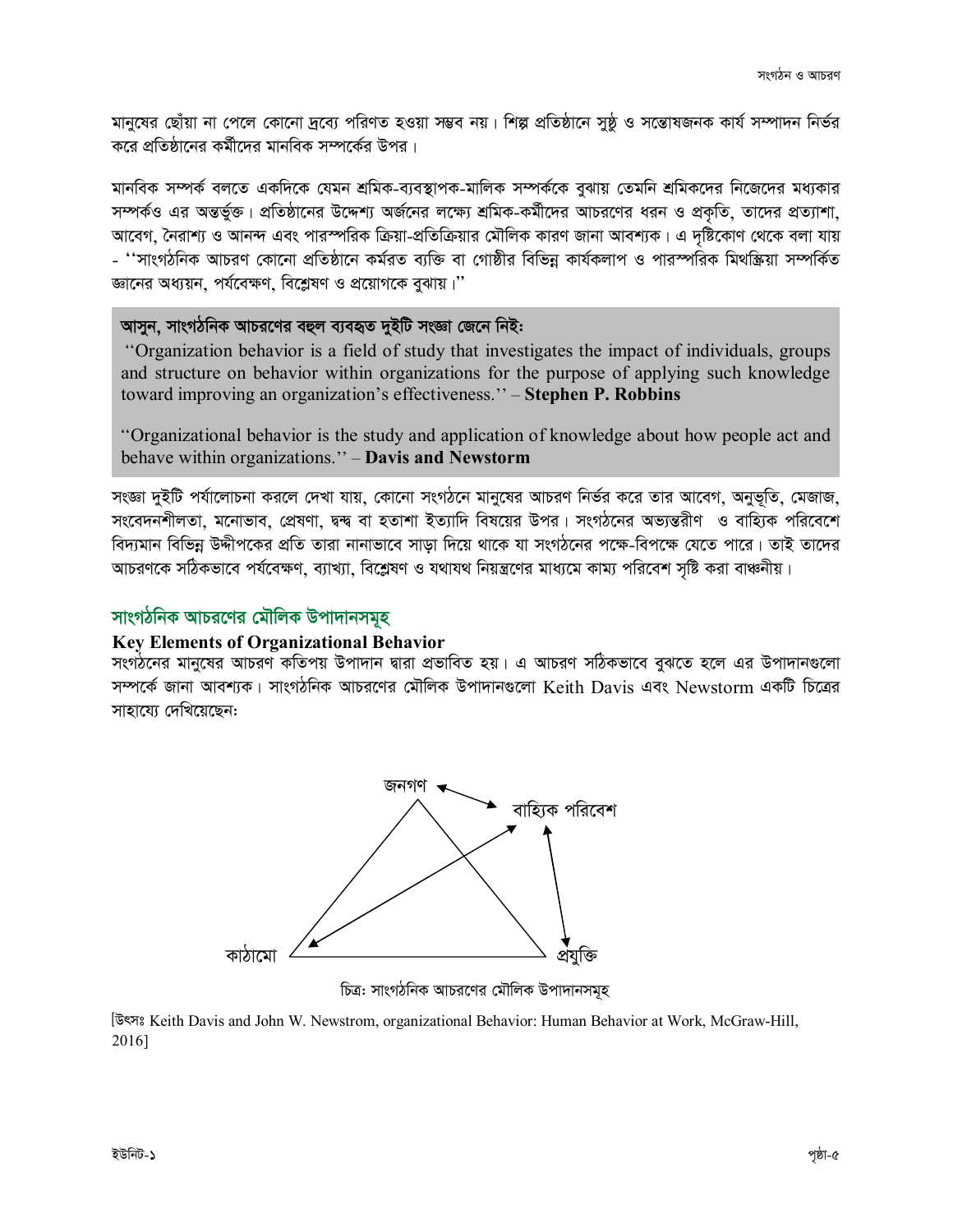মানুষের ছোঁয়া না পেলে কোনো দ্রব্যে পরিণত হওয়া সম্ভব নয়। শিল্প প্রতিষ্ঠানে সুষ্ঠু ও সন্তোষজনক কার্য সম্পাদন নির্ভর করে প্রতিষ্ঠানের কর্মীদের মানবিক সম্পর্কের উপর।

মানবিক সম্পর্ক বলতে একদিকে যেমন শ্রমিক-ব্যবস্থাপক-মালিক সম্পর্ককে বুঝায় তেমনি শ্রমিকদের নিজেদের মধ্যকার সম্পর্কও এর অন্তর্ভুক্ত। প্রতিষ্ঠানের উদ্দেশ্য অর্জনের লক্ষ্যে শ্রমিক-কর্মীদের আচরণের ধরন ও প্রকৃতি, তাদের প্রত্যাশা, আবেগ, নৈরাশ্য ও আনন্দ এবং পারস্পরিক ক্রিয়া-প্রতিক্রিয়ার মৌলিক কারণ জানা আবশ্যক। এ দৃষ্টিকোণ থেকে বলা যায় - ''সাংগঠনিক আচরণ কোনো প্রতিষ্ঠানে কর্মরত ব্যক্তি বা গোষ্ঠীর বিভিন্ন কার্যকলাপ ও পারস্পরিক মিথস্ক্রিয়া সম্পর্কিত জ্ঞানের অধ্যয়ন, পর্যবেক্ষণ, বিশ্লেষণ ও প্রয়োগকে বুঝায়।''

**আসুন, সাংগঠনিক আচরণের বহুল ব্যবহৃত দুইটি সংজ্ঞা জেনে নিই:**

''Organization behavior is a field of study that investigates the impact of individuals, groups and structure on behavior within organizations for the purpose of applying such knowledge toward improving an organization's effectiveness.'' – **Stephen P. Robbins**

''Organizational behavior is the study and application of knowledge about how people act and behave within organizations.'' – **Davis and Newstorm**

সংজ্ঞা দুইটি পর্যালোচনা করলে দেখা যায়, কোনো সংগঠনে মানুষের আচরণ নির্ভর করে তার আবেগ, অনুভূতি, মেজাজ, সংবেদনশীলতা, মনোভাব, প্রেষণা, দ্বন্দ্ব বা হতাশা ইত্যাদি বিষয়ের উপর। সংগঠনের অভ্যন্তরীণ ও বাহ্যিক পরিবেশে বিদ্যমান বিভিন্ন উদ্দীপকের প্রতি তারা নানাভাবে সাড়া দিয়ে থাকে যা সংগঠনের পক্ষে-বিপক্ষে যেতে পারে। তাই তাদের আচরণকে সঠিকভাবে পর্যবেক্ষণ, ব্যাখ্যা, বিশ্লেষণ ও যথাযথ নিয়ন্ত্রণের মাধ্যমে কাম্য পরিবেশ সৃষ্টি করা বাঞ্চনীয়।

## সাংগঠনিক আচরণের মৌলিক উপাদানসমূহ

### Key Elements of Organizational Behavior

সংগঠনের মানুষের আচরণ কতিপয় উপাদান দ্বারা প্রভাবিত হয়। এ আচরণ সঠিকভাবে বুঝতে হলে এর উপাদানগুলো সম্পর্কে জানা আবশ্যক। সাংগঠনিক আচরণের মৌলিক উপাদানগুলো Keith Davis এবং Newstorm একটি চিত্রের সাহায্যে দেখিয়েছেন:

জনগণ, বাহ্যিক পরিবেশ, কাঠামো, প্রযুক্তি

চিত্র: সাংগঠনিক আচরণের মৌলিক উপাদানসমূহ

[উৎস: Keith Davis and John W. Newstrom, organizational Behavior: Human Behavior at Work, McGraw-Hill, 2016]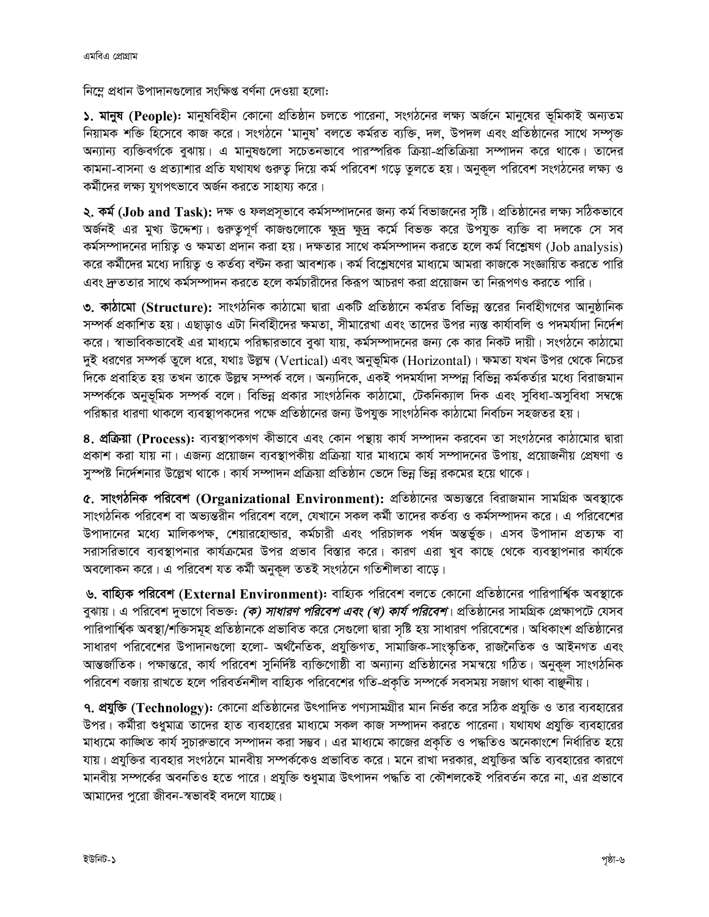নিম্নে প্রধান উপাদানগুলোর সংক্ষিপ্ত বর্ণনা দেওয়া হলোঃ

**১. মানুষ (People):** মানুষবিহীন কোনো প্রতিষ্ঠান চলতে পারেনা, সংগঠনের লক্ষ্য অর্জনে মানুষের ভূমিকাই অন্যতম নিয়ামক শক্তি হিসেবে কাজ করে। সংগঠনে 'মানুষ' বলতে কর্মরত ব্যক্তি, দল, উপদল এবং প্রতিষ্ঠানের সাথে সম্পৃক্ত অন্যান্য ব্যক্তিবর্গকে বুঝায়। এ মানুষগুলো সচেতনভাবে পারস্পরিক ক্রিয়া-প্রতিক্রিয়া সম্পাদন করে থাকে। তাদের কামনা-বাসনা ও প্রত্যাশার প্রতি যথাযথ গুরুত্ব দিয়ে কর্ম পরিবেশ গড়ে তুলতে হয়। অনুকূল পরিবেশ সংগঠনের লক্ষ্য ও কর্মীদের লক্ষ্য যুগপৎভাবে অর্জন করতে সাহায্য করে।

**২. কর্ম (Job and Task):** দক্ষ ও ফলপ্রসূভাবে কর্মসম্পাদনের জন্য কর্ম বিভাজনের সৃষ্টি। প্রতিষ্ঠানের লক্ষ্য সঠিকভাবে অর্জনই এর মুখ্য উদ্দেশ্য। গুরুত্বপূর্ণ কাজগুলোকে ক্ষুদ্র ক্ষুদ্র কর্মে বিভক্ত করে উপযুক্ত ব্যক্তি বা দলকে সে সব কর্মসম্পাদনের দায়িত্ব ও ক্ষমতা প্রদান করা হয়। দক্ষতার সাথে কর্মসম্পাদন করতে হলে কর্ম বিশ্লেষণ (Job analysis) করে কর্মীদের মধ্যে দায়িত্ব ও কর্তব্য বণ্টন করা আবশ্যক। কর্ম বিশ্লেষণের মাধ্যমে আমরা কাজকে সংজ্ঞায়িত করতে পারি এবং দ্রুততার সাথে কর্মসম্পাদন করতে হলে কর্মচারীদের কিরূপ আচরণ করা প্রয়োজন তা নিরূপণও করতে পারি।

**৩. কাঠামো (Structure):** সাংগঠনিক কাঠামো দ্বারা একটি প্রতিষ্ঠানে কর্মরত বিভিন্ন স্তরের নির্বাহীগণের আনুষ্ঠানিক সম্পর্ক প্রকাশিত হয়। এছাড়াও এটা নির্বাহীদের ক্ষমতা, সীমারেখা এবং তাদের উপর ন্যস্ত কার্যাবলি ও পদমর্যাদা নির্দেশ করে। স্বাভাবিকভাবেই এর মাধ্যমে পরিষ্কারভাবে বুঝা যায়, কর্মসম্পাদনের জন্য কে কার নিকট দায়ী। সংগঠনে কাঠামো দুই ধরণের সম্পর্ক তুলে ধরে, যথাঃ উল্লম্ব (Vertical) এবং অনুভূমিক (Horizontal)। ক্ষমতা যখন উপর থেকে নিচের দিকে প্রবাহিত হয় তখন তাকে উল্লম্ব সম্পর্ক বলে। অন্যদিকে, একই পদমর্যাদা সম্পন্ন বিভিন্ন কর্মকর্তার মধ্যে বিরাজমান সম্পর্ককে অনুভূমিক সম্পর্ক বলে। বিভিন্ন প্রকার সাংগঠনিক কাঠামো, টেকনিক্যাল দিক এবং সুবিধা-অসুবিধা সম্বন্ধে পরিষ্কার ধারণা থাকলে ব্যবস্থাপকদের পক্ষে প্রতিষ্ঠানের জন্য উপযুক্ত সাংগঠনিক কাঠামো নির্বাচন সহজতর হয়।

**৪. প্রক্রিয়া (Process):** ব্যবস্থাপকগণ কীভাবে এবং কোন পন্থায় কার্য সম্পাদন করবেন তা সংগঠনের কাঠামোর দ্বারা প্রকাশ করা যায় না। এজন্য প্রয়োজন ব্যবস্থাপকীয় প্রক্রিয়া যার মাধ্যমে কার্য সম্পাদনের উপায়, প্রয়োজনীয় প্রেষণা ও সুস্পষ্ট নির্দেশনার উল্লেখ থাকে। কার্য সম্পাদন প্রক্রিয়া প্রতিষ্ঠান ভেদে ভিন্ন ভিন্ন রকমের হয়ে থাকে।

**৫. সাংগঠনিক পরিবেশ (Organizational Environment):** প্রতিষ্ঠানের অভ্যন্তরে বিরাজমান সামগ্রিক অবস্থাকে সাংগঠনিক পরিবেশ বা অভ্যন্তরীন পরিবেশ বলে, যেখানে সকল কর্মী তাদের কর্তব্য ও কর্মসম্পাদন করে। এ পরিবেশের উপাদানের মধ্যে মালিকপক্ষ, শেয়ারহোল্ডার, কর্মচারী এবং পরিচালক পর্ষদ অন্তর্ভুক্ত। এসব উপাদান প্রত্যক্ষ বা সরাসরিভাবে ব্যবস্থাপনার কার্যক্রমের উপর প্রভাব বিস্তার করে। কারণ এরা খুব কাছে থেকে ব্যবস্থাপনার কার্যকে অবলোকন করে। এ পরিবেশ যত কর্মী অনুকূল ততই সংগঠনে গতিশীলতা বাড়ে।

**৬. বাহ্যিক পরিবেশ (External Environment):** বাহ্যিক পরিবেশ বলতে কোনো প্রতিষ্ঠানের পারিপার্শ্বিক অবস্থাকে বুঝায়। এ পরিবেশ দুভাগে বিভক্তঃ ***(ক) সাধারণ পরিবেশ এবং (খ) কার্য পরিবেশ***। প্রতিষ্ঠানের সামগ্রিক প্রেক্ষাপটে যেসব পারিপার্শ্বিক অবস্থা/শক্তিসমূহ প্রতিষ্ঠানকে প্রভাবিত করে সেগুলো দ্বারা সৃষ্টি হয় সাধারণ পরিবেশের। অধিকাংশ প্রতিষ্ঠানের সাধারণ পরিবেশের উপাদানগুলো হলো- অর্থনৈতিক, প্রযুক্তিগত, সামাজিক-সাংস্কৃতিক, রাজনৈতিক ও আইনগত এবং আন্তর্জাতিক। পক্ষান্তরে, কার্য পরিবেশ সুনির্দিষ্ট ব্যক্তিগোষ্ঠী বা অন্যান্য প্রতিষ্ঠানের সমন্বয়ে গঠিত। অনুকূল সাংগঠনিক পরিবেশ বজায় রাখতে হলে পরিবর্তনশীল বাহ্যিক পরিবেশের গতি-প্রকৃতি সম্পর্কে সবসময় সজাগ থাকা বাঞ্ছনীয়।

**৭. প্রযুক্তি (Technology):** কোনো প্রতিষ্ঠানের উৎপাদিত পণ্যসামগ্রীর মান নির্ভর করে সঠিক প্রযুক্তি ও তার ব্যবহারের উপর। কর্মীরা শুধুমাত্র তাদের হাত ব্যবহারের মাধ্যমে সকল কাজ সম্পাদন করতে পারেনা। যথাযথ প্রযুক্তি ব্যবহারের মাধ্যমে কাঙ্ক্ষিত কার্য সুচারুভাবে সম্পাদন করা সম্ভব। এর মাধ্যমে কাজের প্রকৃতি ও পদ্ধতিও অনেকাংশে নির্ধারিত হয়ে যায়। প্রযুক্তির ব্যবহার সংগঠনে মানবীয় সম্পর্ককেও প্রভাবিত করে। মনে রাখা দরকার, প্রযুক্তির অতি ব্যবহারের কারণে মানবীয় সম্পর্কের অবনতিও হতে পারে। প্রযুক্তি শুধুমাত্র উৎপাদন পদ্ধতি বা কৌশলকেই পরিবর্তন করে না, এর প্রভাবে আমাদের পুরো জীবন-স্বভাবই বদলে যাচ্ছে।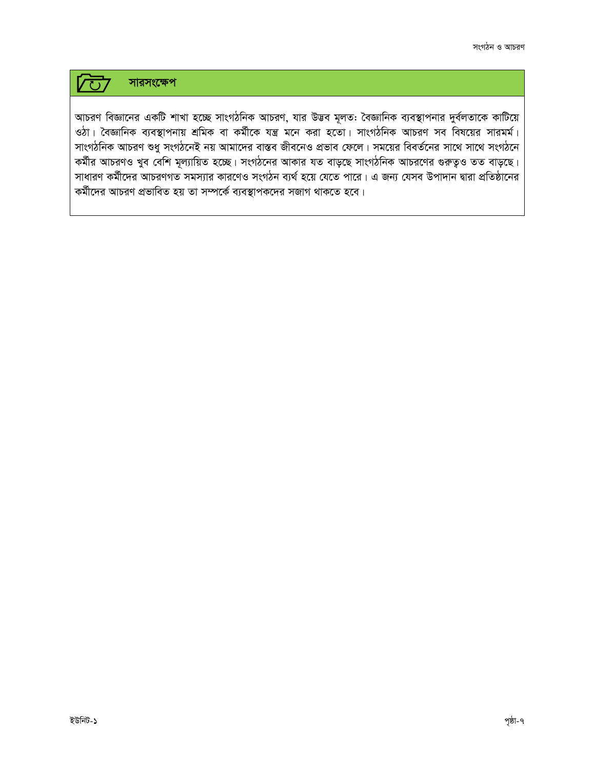## সারসংক্ষেপ

আচরণ বিজ্ঞানের একটি শাখা হচ্ছে সাংগঠনিক আচরণ, যার উদ্ভব মূলত: বৈজ্ঞানিক ব্যবস্থাপনার দুর্বলতাকে কাটিয়ে ওঠা। বৈজ্ঞানিক ব্যবস্থাপনায় শ্রমিক বা কর্মীকে যন্ত্র মনে করা হতো। সাংগঠনিক আচরণ সব বিষয়ের সারমর্ম। সাংগঠনিক আচরণ শুধু সংগঠনেই নয় আমাদের বাস্তব জীবনেও প্রভাব ফেলে। সময়ের বিবর্তনের সাথে সাথে সংগঠনে কর্মীর আচরণও খুব বেশি মূল্যায়িত হচ্ছে। সংগঠনের আকার যত বাড়ছে সাংগঠনিক আচরণের গুরুত্বও তত বাড়ছে। সাধারণ কর্মীদের আচরণগত সমস্যার কারণেও সংগঠন ব্যর্থ হয়ে যেতে পারে। এ জন্য যেসব উপাদান দ্বারা প্রতিষ্ঠানের কর্মীদের আচরণ প্রভাবিত হয় তা সম্পর্কে ব্যবস্থাপকদের সজাগ থাকতে হবে।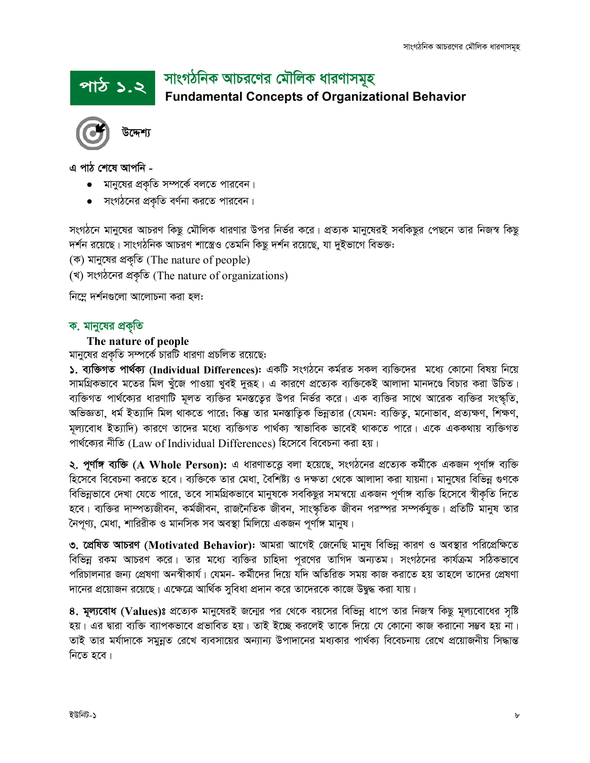# পাঠ ১.২ সাংগঠনিক আচরণের মৌলিক ধারণাসমূহ

## Fundamental Concepts of Organizational Behavior

**উদ্দেশ্য**

**এ পাঠ শেষে আপনি -**

- মানুষের প্রকৃতি সম্পর্কে বলতে পারবেন।
- সংগঠনের প্রকৃতি বর্ণনা করতে পারবেন।

সংগঠনে মানুষের আচরণ কিছু মৌলিক ধারণার উপর নির্ভর করে। প্রত্যক মানুষেরই সবকিছুর পেছনে তার নিজস্ব কিছু দর্শন রয়েছে। সাংগঠনিক আচরণ শাস্ত্রেও তেমনি কিছু দর্শন রয়েছে, যা দুইভাগে বিভক্ত:

(ক) মানুষের প্রকৃতি (The nature of people)

(খ) সংগঠনের প্রকৃতি (The nature of organizations)

নিম্নে দর্শনগুলো আলোচনা করা হল:

## ক. মানুষের প্রকৃতি

### The nature of people

মানুষের প্রকৃতি সম্পর্কে চারটি ধারণা প্রচলিত রয়েছে:

**১. ব্যক্তিগত পার্থক্য (Individual Differences):** একটি সংগঠনে কর্মরত সকল ব্যক্তিদের মধ্যে কোনো বিষয় নিয়ে সামগ্রিকভাবে মতের মিল খুঁজে পাওয়া খুবই দুরূহ। এ কারণে প্রত্যেক ব্যক্তিকেই আলাদা মানদণ্ডে বিচার করা উচিত। ব্যক্তিগত পার্থক্যের ধারণাটি মূলত ব্যক্তির মনস্তত্বের উপর নির্ভর করে। এক ব্যক্তির সাথে আরেক ব্যক্তির সংস্কৃতি, অভিজ্ঞতা, ধর্ম ইত্যাদি মিল থাকতে পারে; কিন্তু তার মনস্তাত্বিক ভিন্নতার (যেমন: ব্যক্তিত্ব, মনোভাব, প্রত্যক্ষণ, শিক্ষণ, মূল্যবোধ ইত্যাদি) কারণে তাদের মধ্যে ব্যক্তিগত পার্থক্য স্বাভাবিক ভাবেই থাকতে পারে। একে এককথায় ব্যক্তিগত পার্থক্যের নীতি (Law of Individual Differences) হিসেবে বিবেচনা করা হয়।

**২. পূর্ণাঙ্গ ব্যক্তি (A Whole Person):** এ ধারণাতত্ত্বে বলা হয়েছে, সংগঠনের প্রত্যেক কর্মীকে একজন পূর্ণাঙ্গ ব্যক্তি হিসেবে বিবেচনা করতে হবে। ব্যক্তিকে তার মেধা, বৈশিষ্ট্য ও দক্ষতা থেকে আলাদা করা যায়না। মানুষের বিভিন্ন গুণকে বিভিন্নভাবে দেখা যেতে পারে, তবে সামগ্রিকভাবে মানুষকে সবকিছুর সমন্বয়ে একজন পূর্ণাঙ্গ ব্যক্তি হিসেবে স্বীকৃতি দিতে হবে। ব্যক্তির দাম্পত্যজীবন, কর্মজীবন, রাজনৈতিক জীবন, সাংস্কৃতিক জীবন পরস্পর সম্পর্কযুক্ত। প্রতিটি মানুষ তার নৈপূণ্য, মেধা, শারিরীক ও মানসিক সব অবস্থা মিলিয়ে একজন পূর্ণাঙ্গ মানুষ।

**৩. প্রেষিত আচরণ (Motivated Behavior):** আমরা আগেই জেনেছি মানুষ বিভিন্ন কারণ ও অবস্থার পরিপ্রেক্ষিতে বিভিন্ন রকম আচরণ করে। তার মধ্যে ব্যক্তির চাহিদা পূরণের তাগিদ অন্যতম। সংগঠনের কার্যক্রম সঠিকভাবে পরিচালনার জন্য প্রেষণা অনস্বীকার্য। যেমন- কর্মীদের দিয়ে যদি অতিরিক্ত সময় কাজ করাতে হয় তাহলে তাদের প্রেষণা দানের প্রয়োজন রয়েছে। এক্ষেত্রে আর্থিক সুবিধা প্রদান করে তাদেরকে কাজে উদ্বুদ্ধ করা যায়।

**৪. মূল্যবোধ (Values):** প্রত্যেক মানুষেরই জন্মের পর থেকে বয়সের বিভিন্ন ধাপে তার নিজস্ব কিছু মূল্যবোধের সৃষ্টি হয়। এর দ্বারা ব্যক্তি ব্যাপকভাবে প্রভাবিত হয়। তাই ইচ্ছে করলেই তাকে দিয়ে যে কোনো কাজ করানো সম্ভব হয় না। তাই তার মর্যাদাকে সমুন্নত রেখে ব্যবসায়ের অন্যান্য উপাদানের মধ্যকার পার্থক্য বিবেচনায় রেখে প্রয়োজনীয় সিদ্ধান্ত নিতে হবে।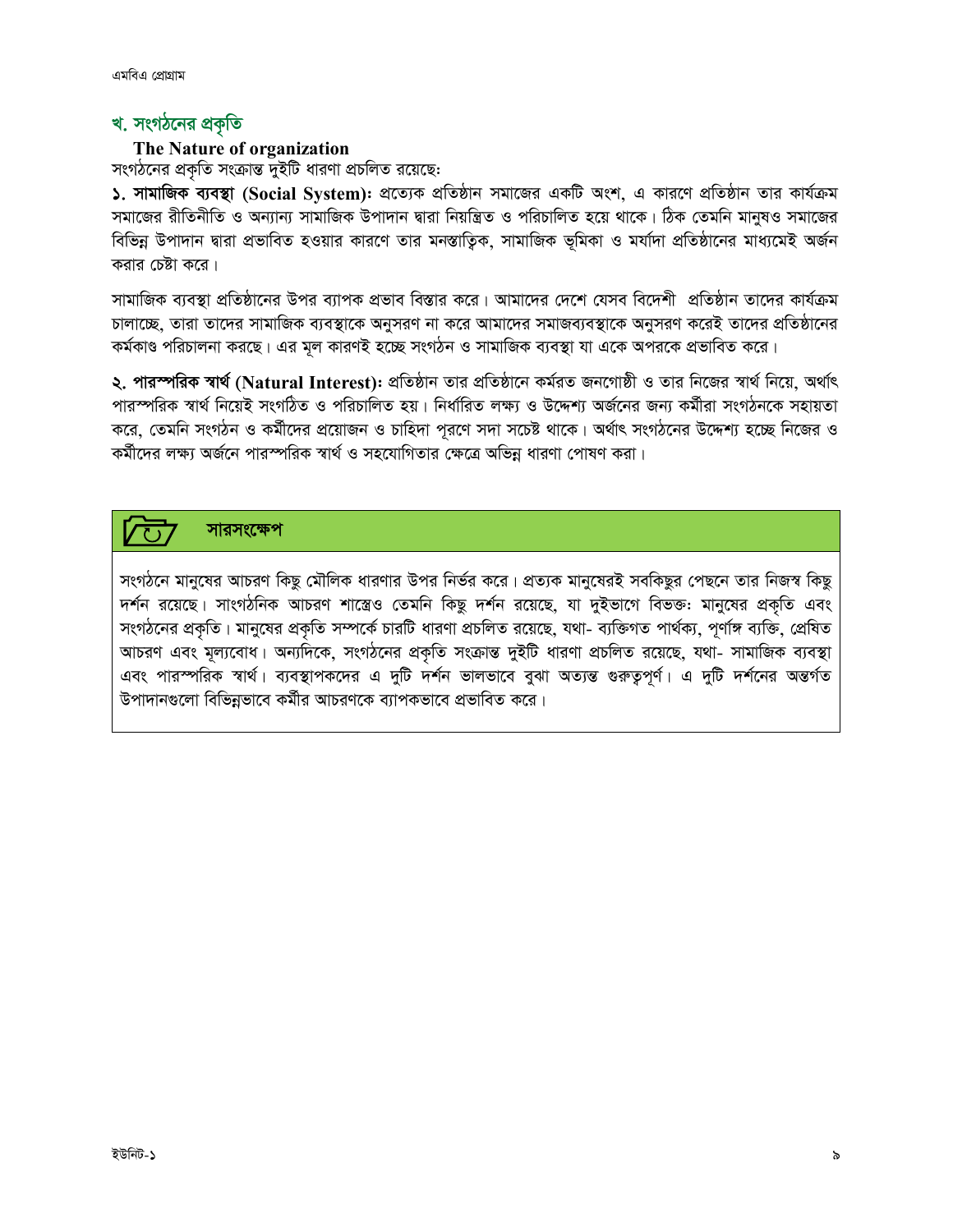## খ. সংগঠনের প্রকৃতি

**The Nature of organization**

সংগঠনের প্রকৃতি সংক্রান্ত দুইটি ধারণা প্রচলিত রয়েছেঃ

**১. সামাজিক ব্যবস্থা (Social System):** প্রত্যেক প্রতিষ্ঠান সমাজের একটি অংশ, এ কারণে প্রতিষ্ঠান তার কার্যক্রম সমাজের রীতিনীতি ও অন্যান্য সামাজিক উপাদান দ্বারা নিয়ন্ত্রিত ও পরিচালিত হয়ে থাকে। ঠিক তেমনি মানুষও সমাজের বিভিন্ন উপাদান দ্বারা প্রভাবিত হওয়ার কারণে তার মনস্তাত্বিক, সামাজিক ভূমিকা ও মর্যাদা প্রতিষ্ঠানের মাধ্যমেই অর্জন করার চেষ্টা করে।

সামাজিক ব্যবস্থা প্রতিষ্ঠানের উপর ব্যাপক প্রভাব বিস্তার করে। আমাদের দেশে যেসব বিদেশী প্রতিষ্ঠান তাদের কার্যক্রম চালাচ্ছে, তারা তাদের সামাজিক ব্যবস্থাকে অনুসরণ না করে আমাদের সমাজব্যবস্থাকে অনুসরণ করেই তাদের প্রতিষ্ঠানের কর্মকাণ্ড পরিচালনা করছে। এর মূল কারণই হচ্ছে সংগঠন ও সামাজিক ব্যবস্থা যা একে অপরকে প্রভাবিত করে।

**২. পারস্পরিক স্বার্থ (Natural Interest):** প্রতিষ্ঠান তার প্রতিষ্ঠানে কর্মরত জনগোষ্ঠী ও তার নিজের স্বার্থ নিয়ে, অর্থাৎ পারস্পরিক স্বার্থ নিয়েই সংগঠিত ও পরিচালিত হয়। নির্ধারিত লক্ষ্য ও উদ্দেশ্য অর্জনের জন্য কর্মীরা সংগঠনকে সহায়তা করে, তেমনি সংগঠন ও কর্মীদের প্রয়োজন ও চাহিদা পূরণে সদা সচেষ্ট থাকে। অর্থাৎ সংগঠনের উদ্দেশ্য হচ্ছে নিজের ও কর্মীদের লক্ষ্য অর্জনে পারস্পরিক স্বার্থ ও সহযোগিতার ক্ষেত্রে অভিন্ন ধারণা পোষণ করা।

### সারসংক্ষেপ

সংগঠনে মানুষের আচরণ কিছু মৌলিক ধারণার উপর নির্ভর করে। প্রত্যক মানুষেরই সবকিছুর পেছনে তার নিজস্ব কিছু দর্শন রয়েছে। সাংগঠনিক আচরণ শাস্ত্রেও তেমনি কিছু দর্শন রয়েছে, যা দুইভাগে বিভক্তঃ মানুষের প্রকৃতি এবং সংগঠনের প্রকৃতি। মানুষের প্রকৃতি সম্পর্কে চারটি ধারণা প্রচলিত রয়েছে, যথা- ব্যক্তিগত পার্থক্য, পূর্ণাঙ্গ ব্যক্তি, প্রেষিত আচরণ এবং মূল্যবোধ। অন্যদিকে, সংগঠনের প্রকৃতি সংক্রান্ত দুইটি ধারণা প্রচলিত রয়েছে, যথা- সামাজিক ব্যবস্থা এবং পারস্পরিক স্বার্থ। ব্যবস্থাপকদের এ দুটি দর্শন ভালভাবে বুঝা অত্যন্ত গুরুত্বপূর্ণ। এ দুটি দর্শনের অন্তর্গত উপাদানগুলো বিভিন্নভাবে কর্মীর আচরণকে ব্যাপকভাবে প্রভাবিত করে।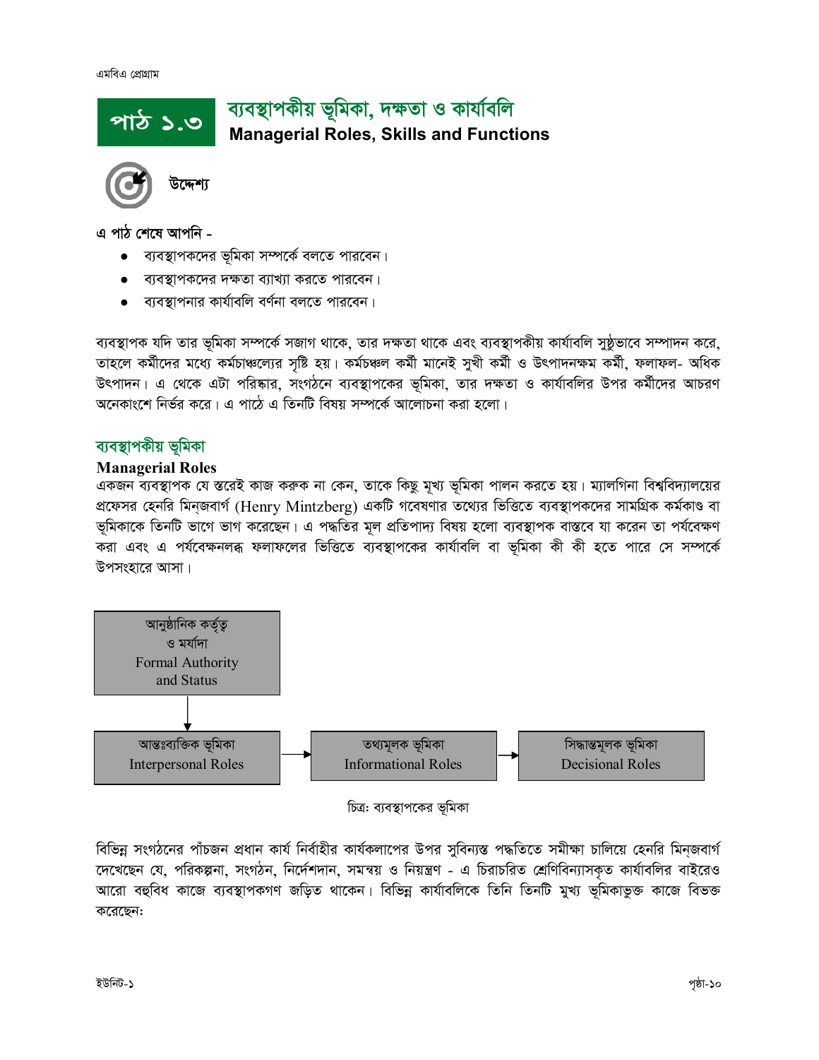# পাঠ ১.৩ ব্যবস্থাপকীয় ভূমিকা, দক্ষতা ও কার্যাবলি
## Managerial Roles, Skills and Functions

### উদ্দেশ্য

এ পাঠ শেষে আপনি -

- ব্যবস্থাপকদের ভূমিকা সম্পর্কে বলতে পারবেন।
- ব্যবস্থাপকদের দক্ষতা ব্যাখ্যা করতে পারবেন।
- ব্যবস্থাপনার কার্যাবলি বর্ণনা বলতে পারবেন।

ব্যবস্থাপক যদি তার ভূমিকা সম্পর্কে সজাগ থাকে, তার দক্ষতা থাকে এবং ব্যবস্থাপকীয় কার্যাবলি সুষ্ঠুভাবে সম্পাদন করে, তাহলে কর্মীদের মধ্যে কর্মচাঞ্চল্যের সৃষ্টি হয়। কর্মচঞ্চল কর্মী মানেই সুখী কর্মী ও উৎপাদনক্ষম কর্মী, ফলাফল- অধিক উৎপাদন। এ থেকে এটা পরিষ্কার, সংগঠনে ব্যবস্থাপকের ভূমিকা, তার দক্ষতা ও কার্যাবলির উপর কর্মীদের আচরণ অনেকাংশে নির্ভর করে। এ পাঠে এ তিনটি বিষয় সম্পর্কে আলোচনা করা হলো।

## ব্যবস্থাপকীয় ভূমিকা

**Managerial Roles**

একজন ব্যবস্থাপক যে স্তরেই কাজ করুক না কেন, তাকে কিছু মূখ্য ভূমিকা পালন করতে হয়। ম্যালগিনা বিশ্ববিদ্যালয়ের প্রফেসর হেনরি মিন্‌জবার্গ (Henry Mintzberg) একটি গবেষণার তথ্যের ভিত্তিতে ব্যবস্থাপকদের সামগ্রিক কর্মকাণ্ড বা ভূমিকাকে তিনটি ভাগে ভাগ করেছেন। এ পদ্ধতির মূল প্রতিপাদ্য বিষয় হলো ব্যবস্থাপক বাস্তবে যা করেন তা পর্যবেক্ষণ করা এবং এ পর্যবেক্ষনলব্ধ ফলাফলের ভিত্তিতে ব্যবস্থাপকের কার্যাবলি বা ভূমিকা কী কী হতে পারে সে সম্পর্কে উপসংহারে আসা।

আনুষ্ঠানিক কর্তৃত্ব ও মর্যাদা (Formal Authority and Status)
↓
আন্তঃব্যক্তিক ভূমিকা (Interpersonal Roles) → তথ্যমূলক ভূমিকা (Informational Roles) → সিদ্ধান্তমূলক ভূমিকা (Decisional Roles)

চিত্র: ব্যবস্থাপকের ভূমিকা

বিভিন্ন সংগঠনের পাঁচজন প্রধান কার্য নির্বাহীর কার্যকলাপের উপর সুবিন্যস্ত পদ্ধতিতে সমীক্ষা চালিয়ে হেনরি মিন্‌জবার্গ দেখেছেন যে, পরিকল্পনা, সংগঠন, নির্দেশদান, সমন্বয় ও নিয়ন্ত্রণ - এ চিরাচরিত শ্রেণিবিন্যাসকৃত কার্যাবলির বাইরেও আরো বহুবিধ কাজে ব্যবস্থাপকগণ জড়িত থাকেন। বিভিন্ন কার্যাবলিকে তিনি তিনটি মুখ্য ভূমিকাভুক্ত কাজে বিভক্ত করেছেন: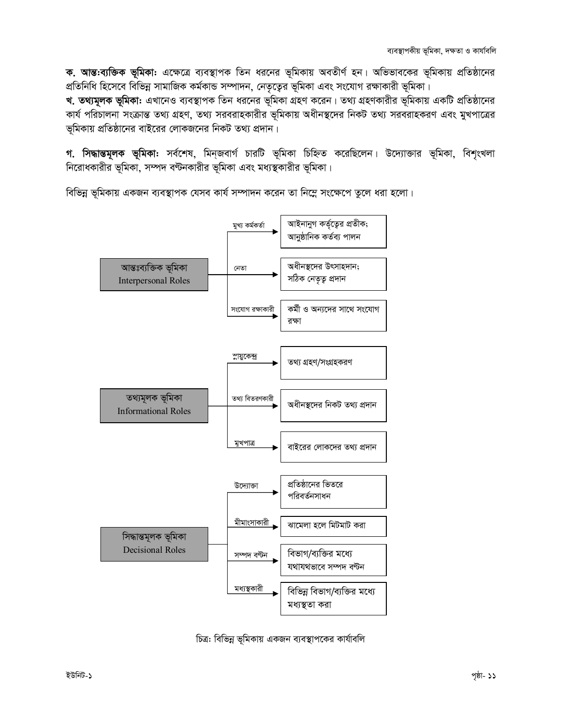**ক. আন্তঃব্যক্তিক ভূমিকা:** এক্ষেত্রে ব্যবস্থাপক তিন ধরনের ভূমিকায় অবতীর্ণ হন। অভিভাবকের ভূমিকায় প্রতিষ্ঠানের প্রতিনিধি হিসেবে বিভিন্ন সামাজিক কর্মকান্ড সম্পাদন, নেতৃত্বের ভূমিকা এবং সংযোগ রক্ষাকারী ভূমিকা।

**খ. তথ্যমূলক ভূমিকা:** এখানেও ব্যবস্থাপক তিন ধরনের ভূমিকা গ্রহণ করেন। তথ্য গ্রহণকারীর ভূমিকায় একটি প্রতিষ্ঠানের কার্য পরিচালনা সংক্রান্ত তথ্য গ্রহণ, তথ্য সরবরাহকারীর ভূমিকায় অধীনস্থদের নিকট তথ্য সরবরাহকরণ এবং মুখপাত্রের ভূমিকায় প্রতিষ্ঠানের বাইরের লোকজনের নিকট তথ্য প্রদান।

**গ. সিদ্ধান্তমূলক ভূমিকা:** সর্বশেষ, মিন্‌জবার্গ চারটি ভূমিকা চিহ্নিত করেছিলেন। উদ্যোক্তার ভূমিকা, বিশৃংখলা নিরোধকারীর ভূমিকা, সম্পদ বন্টনকারীর ভূমিকা এবং মধ্যস্থকারীর ভূমিকা।

বিভিন্ন ভূমিকায় একজন ব্যবস্থাপক যেসব কার্য সম্পাদন করেন তা নিম্নে সংক্ষেপে তুলে ধরা হলো।

| ভূমিকা | উপ-ভূমিকা | কার্যাবলি |
|---|---|---|
| আন্তঃব্যক্তিক ভূমিকা (Interpersonal Roles) | মুখ্য কর্মকর্তা | আইনানুগ কর্তৃত্বের প্রতীক; আনুষ্ঠানিক কর্তব্য পালন |
| | নেতা | অধীনস্থদের উৎসাহদান; সঠিক নেতৃত্ব প্রদান |
| | সংযোগ রক্ষাকারী | কর্মী ও অন্যদের সাথে সংযোগ রক্ষা |
| তথ্যমূলক ভূমিকা (Informational Roles) | স্নায়ুকেন্দ্র | তথ্য গ্রহণ/সংগ্রহকরণ |
| | তথ্য বিতরণকারী | অধীনস্থদের নিকট তথ্য প্রদান |
| | মুখপাত্র | বাইরের লোকদের তথ্য প্রদান |
| সিদ্ধান্তমূলক ভূমিকা (Decisional Roles) | উদ্যোক্তা | প্রতিষ্ঠানের ভিতরে পরিবর্তনসাধন |
| | মীমাংসাকারী | ঝামেলা হলে মিটমাট করা |
| | সম্পদ বন্টন | বিভাগ/ব্যক্তির মধ্যে যথাযথভাবে সম্পদ বন্টন |
| | মধ্যস্থকারী | বিভিন্ন বিভাগ/ব্যক্তির মধ্যে মধ্যস্থতা করা |

চিত্র: বিভিন্ন ভূমিকায় একজন ব্যবস্থাপকের কার্যাবলি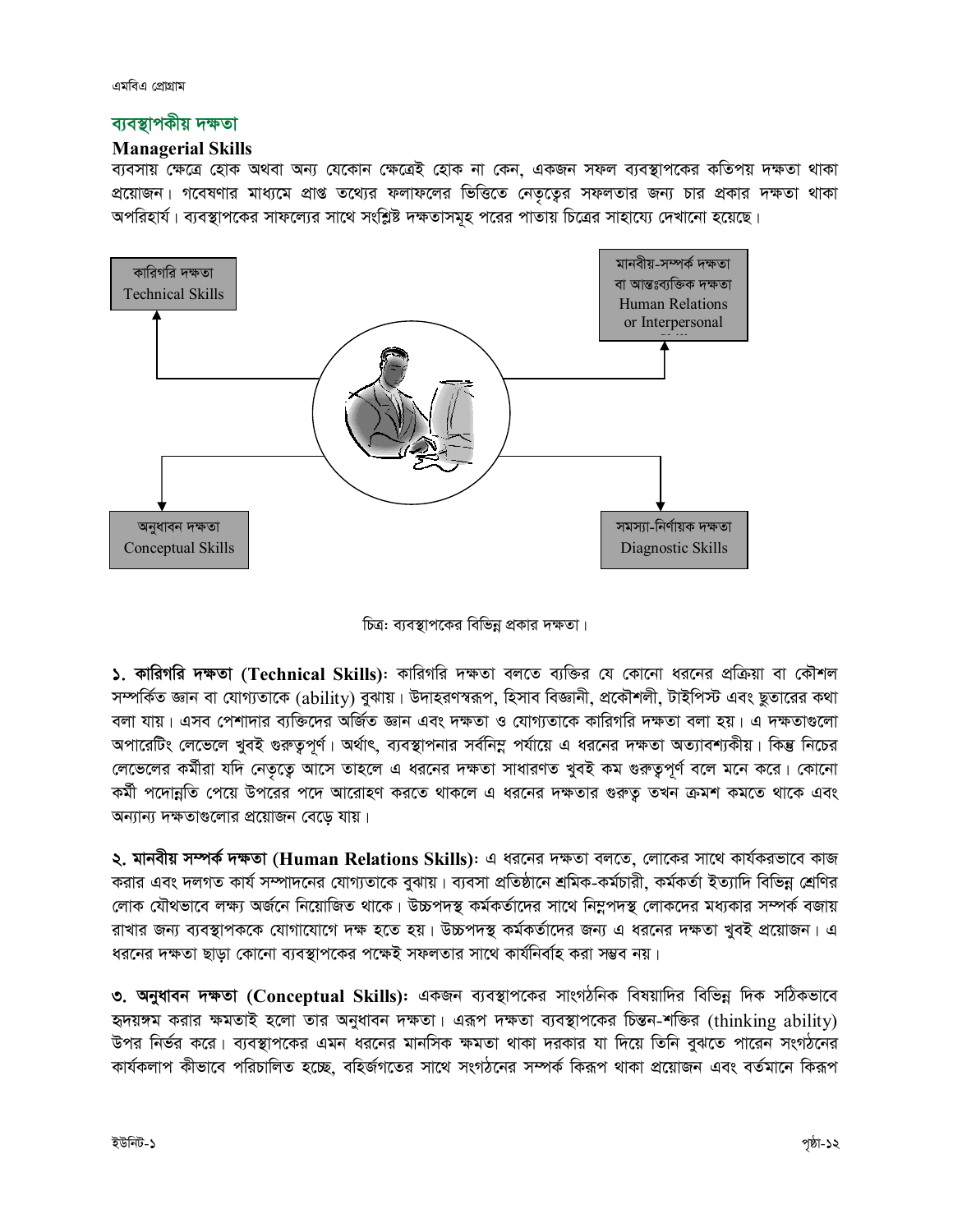## ব্যবস্থাপকীয় দক্ষতা

### Managerial Skills

ব্যবসায় ক্ষেত্রে হোক অথবা অন্য যেকোন ক্ষেত্রেই হোক না কেন, একজন সফল ব্যবস্থাপকের কতিপয় দক্ষতা থাকা প্রয়োজন। গবেষণার মাধ্যমে প্রাপ্ত তথ্যের ফলাফলের ভিত্তিতে নেতৃত্বের সফলতার জন্য চার প্রকার দক্ষতা থাকা অপরিহার্য। ব্যবস্থাপকের সাফল্যের সাথে সংশ্লিষ্ট দক্ষতাসমূহ পরের পাতায় চিত্রের সাহায্যে দেখানো হয়েছে।

কারিগরি দক্ষতা Technical Skills

মানবীয়-সম্পর্ক দক্ষতা বা আন্তঃব্যক্তিক দক্ষতা Human Relations or Interpersonal Skills

অনুধাবন দক্ষতা Conceptual Skills

সমস্যা-নির্ণায়ক দক্ষতা Diagnostic Skills

চিত্রঃ ব্যবস্থাপকের বিভিন্ন প্রকার দক্ষতা।

**১. কারিগরি দক্ষতা (Technical Skills):** কারিগরি দক্ষতা বলতে ব্যক্তির যে কোনো ধরনের প্রক্রিয়া বা কৌশল সম্পর্কিত জ্ঞান বা যোগ্যতাকে (ability) বুঝায়। উদাহরণস্বরূপ, হিসাব বিজ্ঞানী, প্রকৌশলী, টাইপিস্ট এবং ছুতারের কথা বলা যায়। এসব পেশাদার ব্যক্তিদের অর্জিত জ্ঞান এবং দক্ষতা ও যোগ্যতাকে কারিগরি দক্ষতা বলা হয়। এ দক্ষতাগুলো অপারেটিং লেভেলে খুবই গুরুত্বপূর্ণ। অর্থাৎ, ব্যবস্থাপনার সর্বনিম্ন পর্যায়ে এ ধরনের দক্ষতা অত্যাবশ্যকীয়। কিন্তু নিচের লেভেলের কর্মীরা যদি নেতৃত্বে আসে তাহলে এ ধরনের দক্ষতা সাধারণত খুবই কম গুরুত্বপূর্ণ বলে মনে করে। কোনো কর্মী পদোন্নতি পেয়ে উপরের পদে আরোহণ করতে থাকলে এ ধরনের দক্ষতার গুরুত্ব তখন ক্রমশ কমতে থাকে এবং অন্যান্য দক্ষতাগুলোর প্রয়োজন বেড়ে যায়।

**২. মানবীয় সম্পর্ক দক্ষতা (Human Relations Skills):** এ ধরনের দক্ষতা বলতে, লোকের সাথে কার্যকরভাবে কাজ করার এবং দলগত কার্য সম্পাদনের যোগ্যতাকে বুঝায়। ব্যবসা প্রতিষ্ঠানে শ্রমিক-কর্মচারী, কর্মকর্তা ইত্যাদি বিভিন্ন শ্রেণির লোক যৌথভাবে লক্ষ্য অর্জনে নিয়োজিত থাকে। উচ্চপদস্থ কর্মকর্তাদের সাথে নিম্নপদস্থ লোকদের মধ্যকার সম্পর্ক বজায় রাখার জন্য ব্যবস্থাপককে যোগাযোগে দক্ষ হতে হয়। উচ্চপদস্থ কর্মকর্তাদের জন্য এ ধরনের দক্ষতা খুবই প্রয়োজন। এ ধরনের দক্ষতা ছাড়া কোনো ব্যবস্থাপকের পক্ষেই সফলতার সাথে কার্যনির্বাহ করা সম্ভব নয়।

**৩. অনুধাবন দক্ষতা (Conceptual Skills):** একজন ব্যবস্থাপকের সাংগঠনিক বিষয়াদির বিভিন্ন দিক সঠিকভাবে হৃদয়ঙ্গম করার ক্ষমতাই হলো তার অনুধাবন দক্ষতা। এরূপ দক্ষতা ব্যবস্থাপকের চিন্তন-শক্তির (thinking ability) উপর নির্ভর করে। ব্যবস্থাপকের এমন ধরনের মানসিক ক্ষমতা থাকা দরকার যা দিয়ে তিনি বুঝতে পারেন সংগঠনের কার্যকলাপ কীভাবে পরিচালিত হচ্ছে, বহির্জগতের সাথে সংগঠনের সম্পর্ক কিরূপ থাকা প্রয়োজন এবং বর্তমানে কিরূপ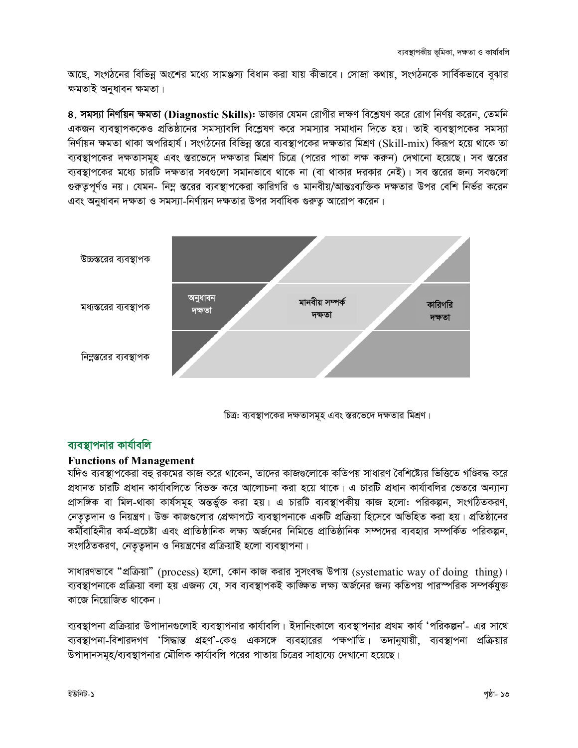আছে, সংগঠনের বিভিন্ন অংশের মধ্যে সামঞ্জস্য বিধান করা যায় কীভাবে। সোজা কথায়, সংগঠনকে সার্বিকভাবে বুঝার ক্ষমতাই অনুধাবন ক্ষমতা।

**৪. সমস্যা নির্ণায়ন ক্ষমতা (Diagnostic Skills)**: ডাক্তার যেমন রোগীর লক্ষণ বিশ্লেষণ করে রোগ নির্ণয় করেন, তেমনি একজন ব্যবস্থাপককেও প্রতিষ্ঠানের সমস্যাবলি বিশ্লেষণ করে সমস্যার সমাধান দিতে হয়। তাই ব্যবস্থাপকের সমস্যা নির্ণায়ন ক্ষমতা থাকা অপরিহার্য। সংগঠনের বিভিন্ন স্তরে ব্যবস্থাপকের দক্ষতার মিশ্রণ (Skill-mix) কিরূপ হয়ে থাকে তা ব্যবস্থাপকের দক্ষতাসমূহ এবং স্তরভেদে দক্ষতার মিশ্রণ চিত্রে (পরের পাতা লক্ষ করুন) দেখানো হয়েছে। সব স্তরের ব্যবস্থাপকের মধ্যে চারটি দক্ষতার সবগুলো সমানভাবে থাকে না (বা থাকার দরকার নেই)। সব স্তরের জন্য সবগুলো গুরুত্বপূর্ণও নয়। যেমন- নিম্ন স্তরের ব্যবস্থাপকেরা কারিগরি ও মানবীয়/আন্তঃব্যক্তিক দক্ষতার উপর বেশি নির্ভর করেন এবং অনুধাবন দক্ষতা ও সমস্যা-নির্ণায়ন দক্ষতার উপর সর্বাধিক গুরুত্ব আরোপ করেন।

উচ্চস্তরের ব্যবস্থাপক

মধ্যস্তরের ব্যবস্থাপক — অনুধাবন দক্ষতা | মানবীয় সম্পর্ক দক্ষতা | কারিগরি দক্ষতা

নিম্নস্তরের ব্যবস্থাপক

চিত্র: ব্যবস্থাপকের দক্ষতাসমূহ এবং স্তরভেদে দক্ষতার মিশ্রণ।

## ব্যবস্থাপনার কার্যাবলি

### Functions of Management

যদিও ব্যবস্থাপকেরা বহু রকমের কাজ করে থাকেন, তাদের কাজগুলোকে কতিপয় সাধারণ বৈশিষ্ট্যের ভিত্তিতে গণ্ডিবদ্ধ করে প্রধানত চারটি প্রধান কার্যাবলিতে বিভক্ত করে আলোচনা করা হয়ে থাকে। এ চারটি প্রধান কার্যাবলির ভেতরে অন্যান্য প্রাসঙ্গিক বা মিল-থাকা কার্যসমূহ অন্তর্ভুক্ত করা হয়। এ চারটি ব্যবস্থাপকীয় কাজ হলোঃ পরিকল্পন, সংগঠিতকরণ, নেতৃত্বদান ও নিয়ন্ত্রণ। উক্ত কাজগুলোর প্রেক্ষাপটে ব্যবস্থাপনাকে একটি প্রক্রিয়া হিসেবে অভিহিত করা হয়। প্রতিষ্ঠানের কর্মীবাহিনীর কর্ম-প্রচেষ্টা এবং প্রাতিষ্ঠানিক লক্ষ্য অর্জনের নিমিত্তে প্রাতিষ্ঠানিক সম্পদের ব্যবহার সম্পর্কিত পরিকল্পন, সংগঠিতকরণ, নেতৃত্বদান ও নিয়ন্ত্রণের প্রক্রিয়াই হলো ব্যবস্থাপনা।

সাধারণভাবে "প্রক্রিয়া" (process) হলো, কোন কাজ করার সুসংবদ্ধ উপায় (systematic way of doing thing)। ব্যবস্থাপনাকে প্রক্রিয়া বলা হয় এজন্য যে, সব ব্যবস্থাপকই কাঙ্ক্ষিত লক্ষ্য অর্জনের জন্য কতিপয় পারস্পরিক সম্পর্কযুক্ত কাজে নিয়োজিত থাকেন।

ব্যবস্থাপনা প্রক্রিয়ার উপাদানগুলোই ব্যবস্থাপনার কার্যাবলি। ইদানিংকালে ব্যবস্থাপনার প্রথম কার্য 'পরিকল্পন'- এর সাথে ব্যবস্থাপনা-বিশারদগণ 'সিদ্ধান্ত গ্রহণ'-কেও একসঙ্গে ব্যবহারের পক্ষপাতি। তদানুযায়ী, ব্যবস্থাপনা প্রক্রিয়ার উপাদানসমূহ/ব্যবস্থাপনার মৌলিক কার্যাবলি পরের পাতায় চিত্রের সাহায্যে দেখানো হয়েছে।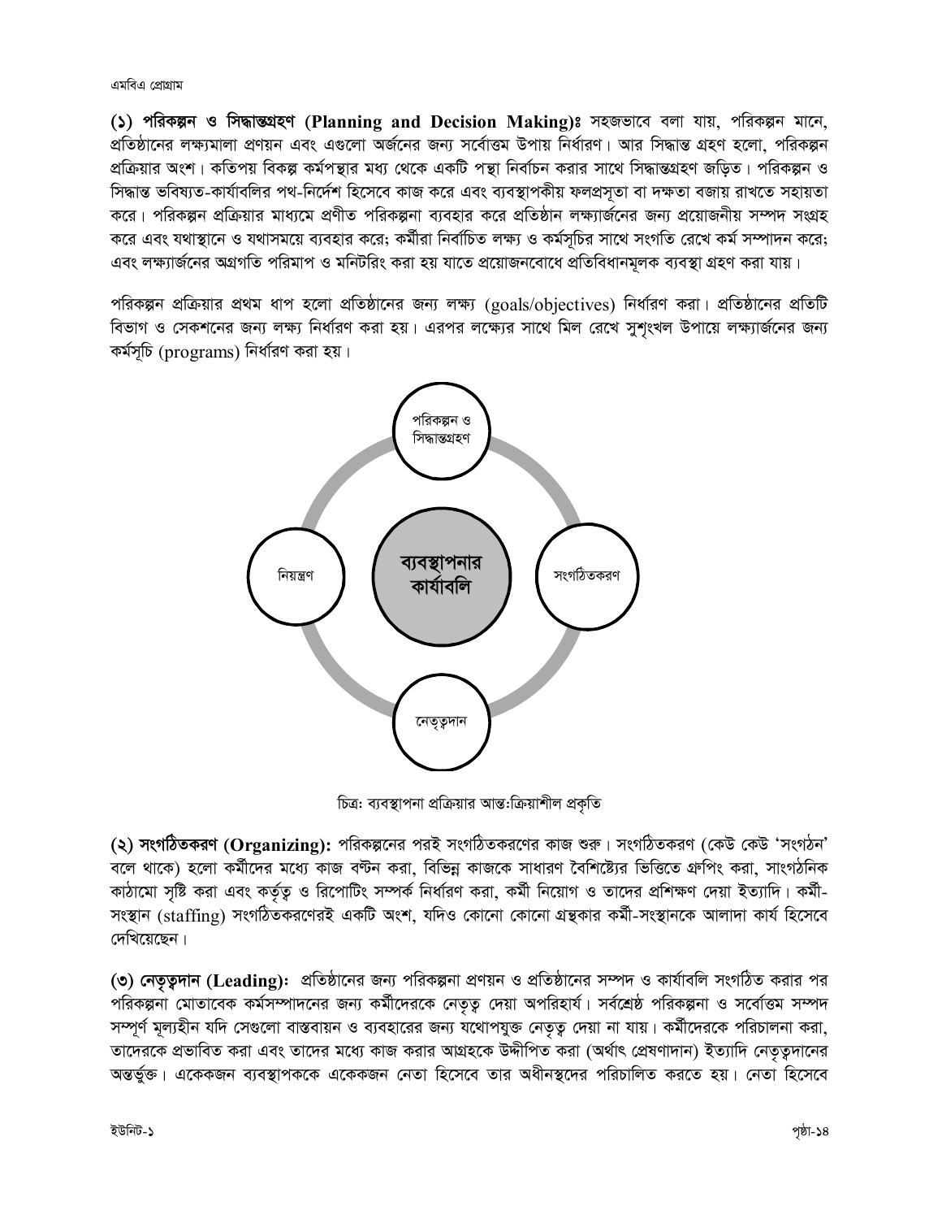**(১) পরিকল্পন ও সিদ্ধান্তগ্রহণ (Planning and Decision Making)ঃ** সহজভাবে বলা যায়, পরিকল্পন মানে, প্রতিষ্ঠানের লক্ষ্যমালা প্রণয়ন এবং এগুলো অর্জনের জন্য সর্বোত্তম উপায় নির্ধারণ। আর সিদ্ধান্ত গ্রহণ হলো, পরিকল্পন প্রক্রিয়ার অংশ। কতিপয় বিকল্প কর্মপন্থার মধ্য থেকে একটি পন্থা নির্বাচন করার সাথে সিদ্ধান্তগ্রহণ জড়িত। পরিকল্পন ও সিদ্ধান্ত ভবিষ্যত-কার্যাবলির পথ-নির্দেশ হিসেবে কাজ করে এবং ব্যবস্থাপকীয় ফলপ্রসূতা বা দক্ষতা বজায় রাখতে সহায়তা করে। পরিকল্পন প্রক্রিয়ার মাধ্যমে প্রণীত পরিকল্পনা ব্যবহার করে প্রতিষ্ঠান লক্ষ্যার্জনের জন্য প্রয়োজনীয় সম্পদ সংগ্রহ করে এবং যথাস্থানে ও যথাসময়ে ব্যবহার করে; কর্মীরা নির্বাচিত লক্ষ্য ও কর্মসূচির সাথে সংগতি রেখে কর্ম সম্পাদন করে; এবং লক্ষ্যার্জনের অগ্রগতি পরিমাপ ও মনিটরিং করা হয় যাতে প্রয়োজনবোধে প্রতিবিধানমূলক ব্যবস্থা গ্রহণ করা যায়।

পরিকল্পন প্রক্রিয়ার প্রথম ধাপ হলো প্রতিষ্ঠানের জন্য লক্ষ্য (goals/objectives) নির্ধারণ করা। প্রতিষ্ঠানের প্রতিটি বিভাগ ও সেকশনের জন্য লক্ষ্য নির্ধারণ করা হয়। এরপর লক্ষ্যের সাথে মিল রেখে সুশৃংখল উপায়ে লক্ষ্যার্জনের জন্য কর্মসূচি (programs) নির্ধারণ করা হয়।

ব্যবস্থাপনার কার্যাবলি

- পরিকল্পন ও সিদ্ধান্তগ্রহণ
- সংগঠিতকরণ
- নেতৃত্বদান
- নিয়ন্ত্রণ

চিত্রঃ ব্যবস্থাপনা প্রক্রিয়ার আন্তঃক্রিয়াশীল প্রকৃতি

**(২) সংগঠিতকরণ (Organizing):** পরিকল্পনের পরই সংগঠিতকরণের কাজ শুরু। সংগঠিতকরণ (কেউ কেউ 'সংগঠন' বলে থাকে) হলো কর্মীদের মধ্যে কাজ বণ্টন করা, বিভিন্ন কাজকে সাধারণ বৈশিষ্ট্যের ভিত্তিতে গ্রুপিং করা, সাংগঠনিক কাঠামো সৃষ্টি করা এবং কর্তৃত্ব ও রিপোর্টিং সম্পর্ক নির্ধারণ করা, কর্মী নিয়োগ ও তাদের প্রশিক্ষণ দেয়া ইত্যাদি। কর্মী-সংস্থান (staffing) সংগঠিতকরণেরই একটি অংশ, যদিও কোনো কোনো গ্রন্থকার কর্মী-সংস্থানকে আলাদা কার্য হিসেবে দেখিয়েছেন।

**(৩) নেতৃত্বদান (Leading):** প্রতিষ্ঠানের জন্য পরিকল্পনা প্রণয়ন ও প্রতিষ্ঠানের সম্পদ ও কার্যাবলি সংগঠিত করার পর পরিকল্পনা মোতাবেক কর্মসম্পাদনের জন্য কর্মীদেরকে নেতৃত্ব দেয়া অপরিহার্য। সর্বশ্রেষ্ঠ পরিকল্পনা ও সর্বোত্তম সম্পদ সম্পূর্ণ মূল্যহীন যদি সেগুলো বাস্তবায়ন ও ব্যবহারের জন্য যথোপযুক্ত নেতৃত্ব দেয়া না যায়। কর্মীদেরকে পরিচালনা করা, তাদেরকে প্রভাবিত করা এবং তাদের মধ্যে কাজ করার আগ্রহকে উদ্দীপিত করা (অর্থাৎ প্রেষণাদান) ইত্যাদি নেতৃত্বদানের অন্তর্ভুক্ত। একেকজন ব্যবস্থাপককে একেকজন নেতা হিসেবে তার অধীনস্থদের পরিচালিত করতে হয়। নেতা হিসেবে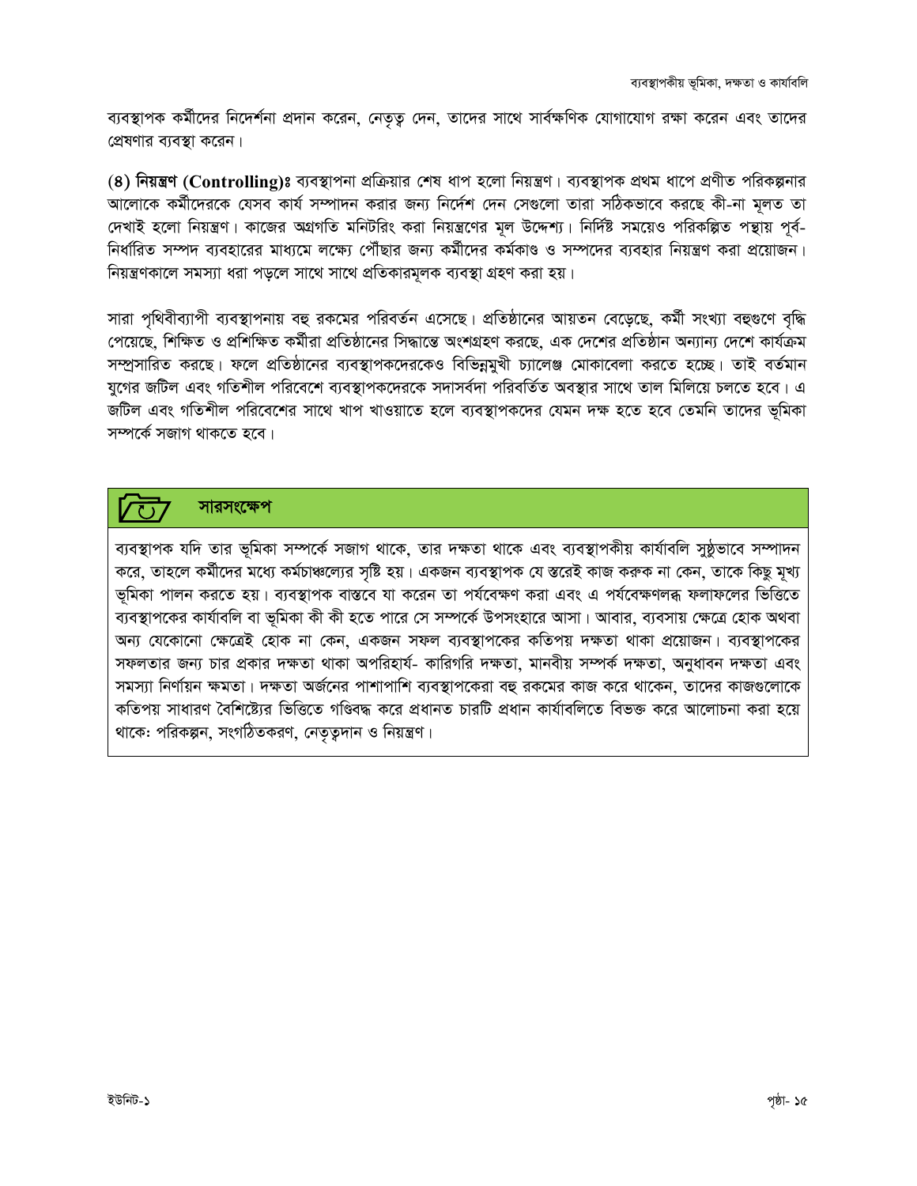ব্যবস্থাপক কর্মীদের নির্দেশনা প্রদান করেন, নেতৃত্ব দেন, তাদের সাথে সার্বক্ষণিক যোগাযোগ রক্ষা করেন এবং তাদের প্রেষণার ব্যবস্থা করেন।

**(৪) নিয়ন্ত্রণ (Controlling)ঃ** ব্যবস্থাপনা প্রক্রিয়ার শেষ ধাপ হলো নিয়ন্ত্রণ। ব্যবস্থাপক প্রথম ধাপে প্রণীত পরিকল্পনার আলোকে কর্মীদেরকে যেসব কার্য সম্পাদন করার জন্য নির্দেশ দেন সেগুলো তারা সঠিকভাবে করছে কী-না মূলত তা দেখাই হলো নিয়ন্ত্রণ। কাজের অগ্রগতি মনিটরিং করা নিয়ন্ত্রণের মূল উদ্দেশ্য। নির্দিষ্ট সময়েও পরিকল্পিত পন্থায় পূর্ব-নির্ধারিত সম্পদ ব্যবহারের মাধ্যমে লক্ষ্যে পৌঁছার জন্য কর্মীদের কর্মকাণ্ড ও সম্পদের ব্যবহার নিয়ন্ত্রণ করা প্রয়োজন। নিয়ন্ত্রণকালে সমস্যা ধরা পড়লে সাথে সাথে প্রতিকারমূলক ব্যবস্থা গ্রহণ করা হয়।

সারা পৃথিবীব্যাপী ব্যবস্থাপনায় বহু রকমের পরিবর্তন এসেছে। প্রতিষ্ঠানের আয়তন বেড়েছে, কর্মী সংখ্যা বহুগুণে বৃদ্ধি পেয়েছে, শিক্ষিত ও প্রশিক্ষিত কর্মীরা প্রতিষ্ঠানের সিদ্ধান্তে অংশগ্রহণ করছে, এক দেশের প্রতিষ্ঠান অন্যান্য দেশে কার্যক্রম সম্প্রসারিত করছে। ফলে প্রতিষ্ঠানের ব্যবস্থাপকদেরকেও বিভিন্নমুখী চ্যালেঞ্জ মোকাবেলা করতে হচ্ছে। তাই বর্তমান যুগের জটিল এবং গতিশীল পরিবেশে ব্যবস্থাপকদেরকে সদাসর্বদা পরিবর্তিত অবস্থার সাথে তাল মিলিয়ে চলতে হবে। এ জটিল এবং গতিশীল পরিবেশের সাথে খাপ খাওয়াতে হলে ব্যবস্থাপকদের যেমন দক্ষ হতে হবে তেমনি তাদের ভূমিকা সম্পর্কে সজাগ থাকতে হবে।

## সারসংক্ষেপ

ব্যবস্থাপক যদি তার ভূমিকা সম্পর্কে সজাগ থাকে, তার দক্ষতা থাকে এবং ব্যবস্থাপকীয় কার্যাবলি সুষ্ঠভাবে সম্পাদন করে, তাহলে কর্মীদের মধ্যে কর্মচাঞ্চল্যের সৃষ্টি হয়। একজন ব্যবস্থাপক যে স্তরেই কাজ করুক না কেন, তাকে কিছু মূখ্য ভূমিকা পালন করতে হয়। ব্যবস্থাপক বাস্তবে যা করেন তা পর্যবেক্ষণ করা এবং এ পর্যবেক্ষণলব্ধ ফলাফলের ভিত্তিতে ব্যবস্থাপকের কার্যাবলি বা ভূমিকা কী কী হতে পারে সে সম্পর্কে উপসংহারে আসা। আবার, ব্যবসায় ক্ষেত্রে হোক অথবা অন্য যেকোনো ক্ষেত্রেই হোক না কেন, একজন সফল ব্যবস্থাপকের কতিপয় দক্ষতা থাকা প্রয়োজন। ব্যবস্থাপকের সফলতার জন্য চার প্রকার দক্ষতা থাকা অপরিহার্য- কারিগরি দক্ষতা, মানবীয় সম্পর্ক দক্ষতা, অনুধাবন দক্ষতা এবং সমস্যা নির্ণায়ন ক্ষমতা। দক্ষতা অর্জনের পাশাপাশি ব্যবস্থাপকেরা বহু রকমের কাজ করে থাকেন, তাদের কাজগুলোকে কতিপয় সাধারণ বৈশিষ্ট্যের ভিত্তিতে গণ্ডিবদ্ধ করে প্রধানত চারটি প্রধান কার্যাবলিতে বিভক্ত করে আলোচনা করা হয়ে থাকেঃ পরিকল্পন, সংগঠিতকরণ, নেতৃত্বদান ও নিয়ন্ত্রণ।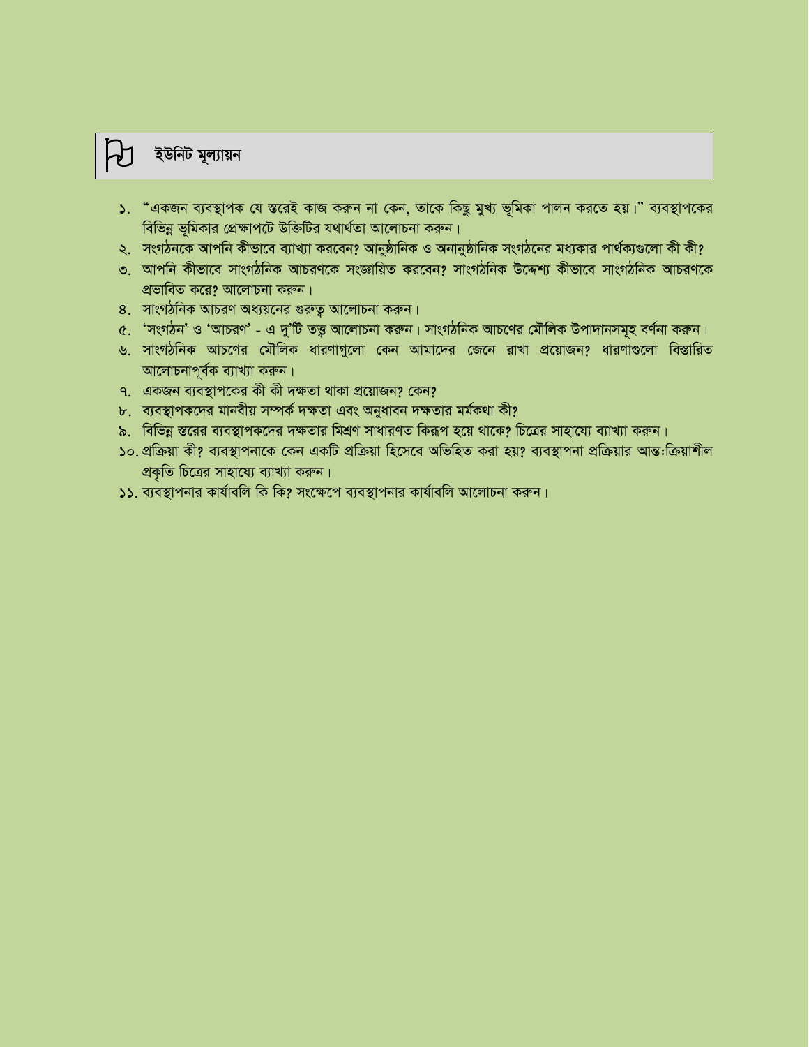## ইউনিট মূল্যায়ন

১. "একজন ব্যবস্থাপক যে স্তরেই কাজ করুন না কেন, তাকে কিছু মুখ্য ভূমিকা পালন করতে হয়।" ব্যবস্থাপকের বিভিন্ন ভূমিকার প্রেক্ষাপটে উক্তিটির যথার্থতা আলোচনা করুন।

২. সংগঠনকে আপনি কীভাবে ব্যাখ্যা করবেন? আনুষ্ঠানিক ও অনানুষ্ঠানিক সংগঠনের মধ্যকার পার্থক্যগুলো কী কী?

৩. আপনি কীভাবে সাংগঠনিক আচরণকে সংজ্ঞায়িত করবেন? সাংগঠনিক উদ্দেশ্য কীভাবে সাংগঠনিক আচরণকে প্রভাবিত করে? আলোচনা করুন।

৪. সাংগঠনিক আচরণ অধ্যয়নের গুরুত্ব আলোচনা করুন।

৫. 'সংগঠন' ও 'আচরণ' - এ দু'টি তত্ত্ব আলোচনা করুন। সাংগঠনিক আচণের মৌলিক উপাদানসমূহ বর্ণনা করুন।

৬. সাংগঠনিক আচণের মৌলিক ধারণাগুলো কেন আমাদের জেনে রাখা প্রয়োজন? ধারণাগুলো বিস্তারিত আলোচনাপূর্বক ব্যাখ্যা করুন।

৭. একজন ব্যবস্থাপকের কী কী দক্ষতা থাকা প্রয়োজন? কেন?

৮. ব্যবস্থাপকদের মানবীয় সম্পর্ক দক্ষতা এবং অনুধাবন দক্ষতার মর্মকথা কী?

৯. বিভিন্ন স্তরের ব্যবস্থাপকদের দক্ষতার মিশ্রণ সাধারণত কিরূপ হয়ে থাকে? চিত্রের সাহায্যে ব্যাখ্যা করুন।

১০. প্রক্রিয়া কী? ব্যবস্থাপনাকে কেন একটি প্রক্রিয়া হিসেবে অভিহিত করা হয়? ব্যবস্থাপনা প্রক্রিয়ার আন্তঃক্রিয়াশীল প্রকৃতি চিত্রের সাহায্যে ব্যাখ্যা করুন।

১১. ব্যবস্থাপনার কার্যাবলি কি কি? সংক্ষেপে ব্যবস্থাপনার কার্যাবলি আলোচনা করুন।